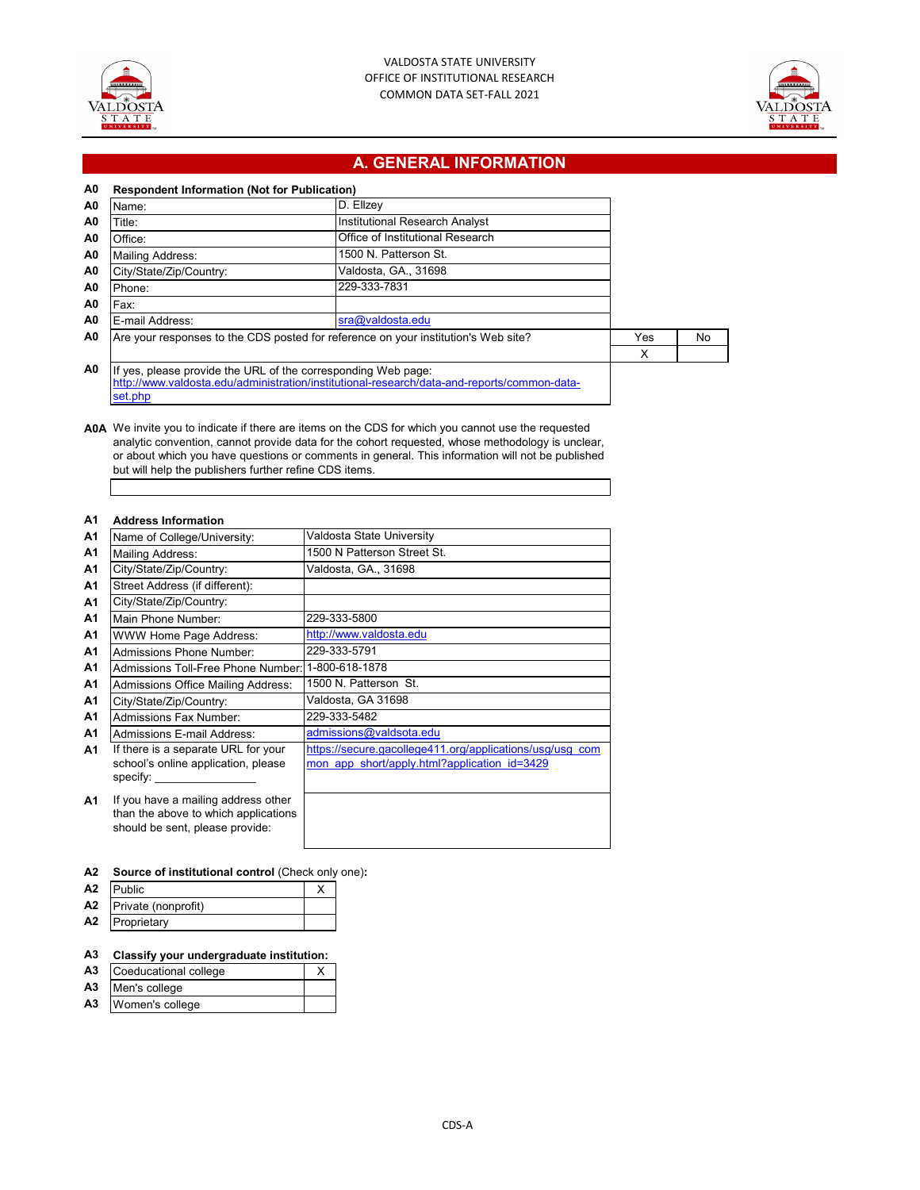VALDOSTA STATE UNIVERSITY
OFFICE OF INSTITUTIONAL RESEARCH
COMMON DATA SET-FALL 2021

# A. GENERAL INFORMATION

**A0 Respondent Information (Not for Publication)**

| | | |
|---|---|---|
| A0 | Name: | D. Ellzey |
| A0 | Title: | Institutional Research Analyst |
| A0 | Office: | Office of Institutional Research |
| A0 | Mailing Address: | 1500 N. Patterson St. |
| A0 | City/State/Zip/Country: | Valdosta, GA., 31698 |
| A0 | Phone: | 229-333-7831 |
| A0 | Fax: | |
| A0 | E-mail Address: | sra@valdosta.edu |

| | | Yes | No |
|---|---|---|---|
| A0 | Are your responses to the CDS posted for reference on your institution's Web site? | X | |

**A0** If yes, please provide the URL of the corresponding Web page:
http://www.valdosta.edu/administration/institutional-research/data-and-reports/common-data-set.php

**A0A** We invite you to indicate if there are items on the CDS for which you cannot use the requested analytic convention, cannot provide data for the cohort requested, whose methodology is unclear, or about which you have questions or comments in general. This information will not be published but will help the publishers further refine CDS items.

**A1 Address Information**

| | | |
|---|---|---|
| A1 | Name of College/University: | Valdosta State University |
| A1 | Mailing Address: | 1500 N Patterson Street St. |
| A1 | City/State/Zip/Country: | Valdosta, GA., 31698 |
| A1 | Street Address (if different): | |
| A1 | City/State/Zip/Country: | |
| A1 | Main Phone Number: | 229-333-5800 |
| A1 | WWW Home Page Address: | http://www.valdosta.edu |
| A1 | Admissions Phone Number: | 229-333-5791 |
| A1 | Admissions Toll-Free Phone Number: | 1-800-618-1878 |
| A1 | Admissions Office Mailing Address: | 1500 N. Patterson St. |
| A1 | City/State/Zip/Country: | Valdosta, GA 31698 |
| A1 | Admissions Fax Number: | 229-333-5482 |
| A1 | Admissions E-mail Address: | admissions@valdsota.edu |
| A1 | If there is a separate URL for your school's online application, please specify: _______________ | https://secure.gacollege411.org/applications/usg/usg_common_app_short/apply.html?application_id=3429 |
| A1 | If you have a mailing address other than the above to which applications should be sent, please provide: | |

**A2 Source of institutional control** (Check only one)**:**

| | | |
|---|---|---|
| A2 | Public | X |
| A2 | Private (nonprofit) | |
| A2 | Proprietary | |

**A3 Classify your undergraduate institution:**

| | | |
|---|---|---|
| A3 | Coeducational college | X |
| A3 | Men's college | |
| A3 | Women's college | |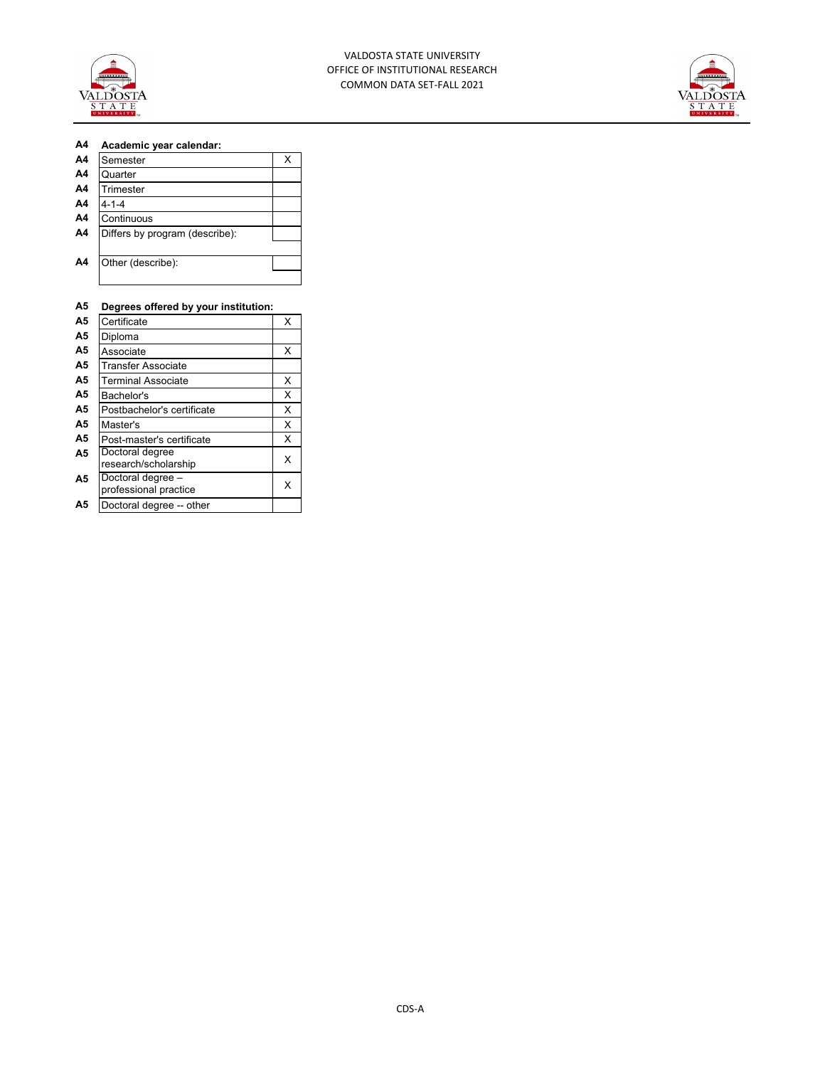**A4 Academic year calendar:**

| | | |
|---|---|---|
| A4 | Semester | X |
| A4 | Quarter | |
| A4 | Trimester | |
| A4 | 4-1-4 | |
| A4 | Continuous | |
| A4 | Differs by program (describe): | |
| | | |
| A4 | Other (describe): | |
| | | |

**A5 Degrees offered by your institution:**

| | | |
|---|---|---|
| A5 | Certificate | X |
| A5 | Diploma | |
| A5 | Associate | X |
| A5 | Transfer Associate | |
| A5 | Terminal Associate | X |
| A5 | Bachelor's | X |
| A5 | Postbachelor's certificate | X |
| A5 | Master's | X |
| A5 | Post-master's certificate | X |
| A5 | Doctoral degree research/scholarship | X |
| A5 | Doctoral degree – professional practice | X |
| A5 | Doctoral degree -- other | |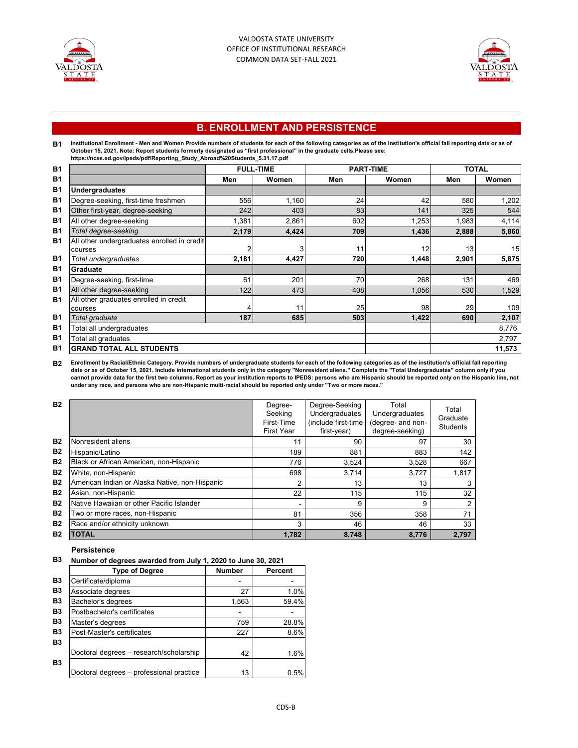VALDOSTA STATE UNIVERSITY
OFFICE OF INSTITUTIONAL RESEARCH
COMMON DATA SET-FALL 2021

## B. ENROLLMENT AND PERSISTENCE

**B1** **Institutional Enrollment - Men and Women Provide numbers of students for each of the following categories as of the institution's official fall reporting date or as of October 15, 2021. Note: Report students formerly designated as "first professional" in the graduate cells.Please see: https://nces.ed.gov/ipeds/pdf/Reporting_Study_Abroad%20Students_5.31.17.pdf**

| | | FULL-TIME | | PART-TIME | | TOTAL | |
|---|---|---|---|---|---|---|---|
| | | **Men** | **Women** | **Men** | **Women** | **Men** | **Women** |
| B1 | **Undergraduates** | | | | | | |
| B1 | Degree-seeking, first-time freshmen | 556 | 1,160 | 24 | 42 | 580 | 1,202 |
| B1 | Other first-year, degree-seeking | 242 | 403 | 83 | 141 | 325 | 544 |
| B1 | All other degree-seeking | 1,381 | 2,861 | 602 | 1,253 | 1,983 | 4,114 |
| B1 | *Total degree-seeking* | **2,179** | **4,424** | **709** | **1,436** | **2,888** | **5,860** |
| B1 | All other undergraduates enrolled in credit courses | 2 | 3 | 11 | 12 | 13 | 15 |
| B1 | *Total undergraduates* | **2,181** | **4,427** | **720** | **1,448** | **2,901** | **5,875** |
| B1 | **Graduate** | | | | | | |
| B1 | Degree-seeking, first-time | 61 | 201 | 70 | 268 | 131 | 469 |
| B1 | All other degree-seeking | 122 | 473 | 408 | 1,056 | 530 | 1,529 |
| B1 | All other graduates enrolled in credit courses | 4 | 11 | 25 | 98 | 29 | 109 |
| B1 | *Total graduate* | **187** | **685** | **503** | **1,422** | **690** | **2,107** |
| B1 | Total all undergraduates | | | | | | 8,776 |
| B1 | Total all graduates | | | | | | 2,797 |
| B1 | **GRAND TOTAL ALL STUDENTS** | | | | | | **11,573** |

**B2** **Enrollment by Racial/Ethnic Category. Provide numbers of undergraduate students for each of the following categories as of the institution's official fall reporting date or as of October 15, 2021. Include international students only in the category "Nonresident aliens." Complete the "Total Undergraduates" column only if you cannot provide data for the first two columns. Report as your institution reports to IPEDS: persons who are Hispanic should be reported only on the Hispanic line, not under any race, and persons who are non-Hispanic multi-racial should be reported only under "Two or more races."**

| | | Degree-Seeking First-Time First Year | Degree-Seeking Undergraduates (include first-time first-year) | Total Undergraduates (degree- and non-degree-seeking) | Total Graduate Students |
|---|---|---|---|---|---|
| B2 | Nonresident aliens | 11 | 90 | 97 | 30 |
| B2 | Hispanic/Latino | 189 | 881 | 883 | 142 |
| B2 | Black or African American, non-Hispanic | 776 | 3,524 | 3,528 | 667 |
| B2 | White, non-Hispanic | 698 | 3,714 | 3,727 | 1,817 |
| B2 | American Indian or Alaska Native, non-Hispanic | 2 | 13 | 13 | 3 |
| B2 | Asian, non-Hispanic | 22 | 115 | 115 | 32 |
| B2 | Native Hawaiian or other Pacific Islander | - | 9 | 9 | 2 |
| B2 | Two or more races, non-Hispanic | 81 | 356 | 358 | 71 |
| B2 | Race and/or ethnicity unknown | 3 | 46 | 46 | 33 |
| B2 | **TOTAL** | **1,782** | **8,748** | **8,776** | **2,797** |

### Persistence

**B3** **Number of degrees awarded from July 1, 2020 to June 30, 2021**

| | Type of Degree | Number | Percent |
|---|---|---|---|
| B3 | Certificate/diploma | - | - |
| B3 | Associate degrees | 27 | 1.0% |
| B3 | Bachelor's degrees | 1,563 | 59.4% |
| B3 | Postbachelor's certificates | - | - |
| B3 | Master's degrees | 759 | 28.8% |
| B3 | Post-Master's certificates | 227 | 8.6% |
| B3 | Doctoral degrees – research/scholarship | 42 | 1.6% |
| B3 | Doctoral degrees – professional practice | 13 | 0.5% |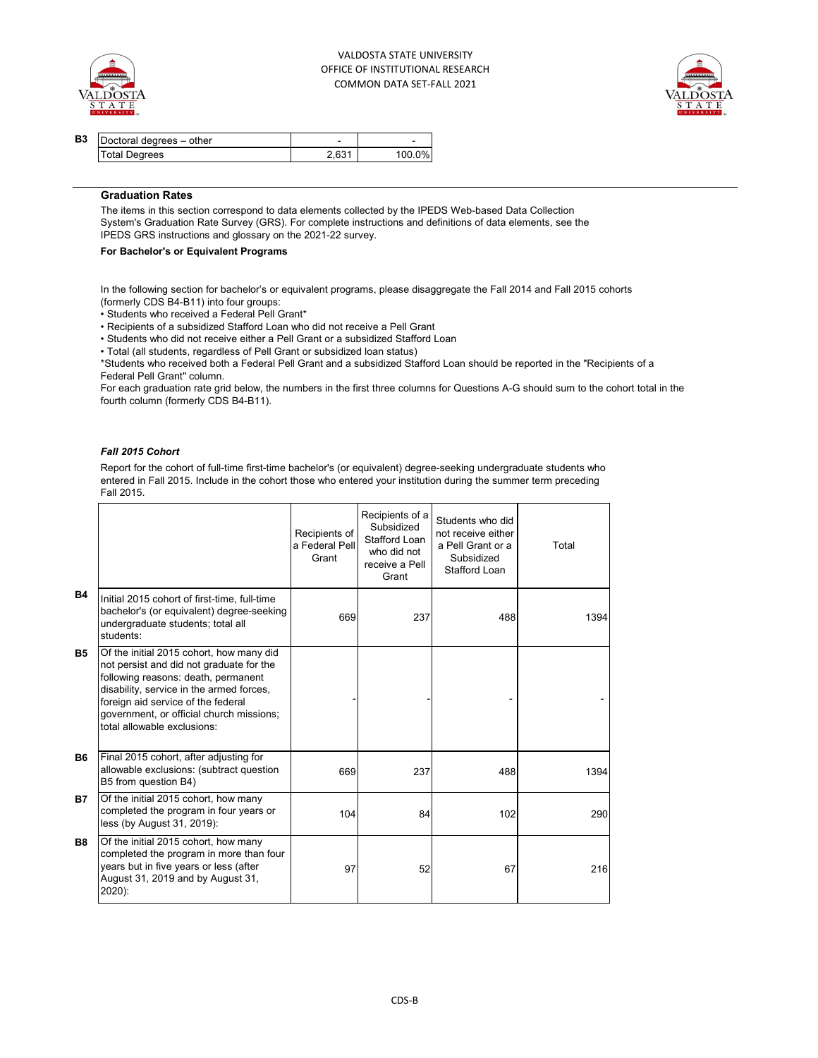| B3 | | | |
|---|---|---|---|
| | Doctoral degrees – other | - | - |
| | Total Degrees | 2,631 | 100.0% |

### Graduation Rates

The items in this section correspond to data elements collected by the IPEDS Web-based Data Collection System's Graduation Rate Survey (GRS). For complete instructions and definitions of data elements, see the IPEDS GRS instructions and glossary on the 2021-22 survey.

**For Bachelor's or Equivalent Programs**

In the following section for bachelor's or equivalent programs, please disaggregate the Fall 2014 and Fall 2015 cohorts (formerly CDS B4-B11) into four groups:

- Students who received a Federal Pell Grant*
- Recipients of a subsidized Stafford Loan who did not receive a Pell Grant
- Students who did not receive either a Pell Grant or a subsidized Stafford Loan
- Total (all students, regardless of Pell Grant or subsidized loan status)

*Students who received both a Federal Pell Grant and a subsidized Stafford Loan should be reported in the "Recipients of a Federal Pell Grant" column.

For each graduation rate grid below, the numbers in the first three columns for Questions A-G should sum to the cohort total in the fourth column (formerly CDS B4-B11).

***Fall 2015 Cohort***

Report for the cohort of full-time first-time bachelor's (or equivalent) degree-seeking undergraduate students who entered in Fall 2015. Include in the cohort those who entered your institution during the summer term preceding Fall 2015.

| | | Recipients of a Federal Pell Grant | Recipients of a Subsidized Stafford Loan who did not receive a Pell Grant | Students who did not receive either a Pell Grant or a Subsidized Stafford Loan | Total |
|---|---|---|---|---|---|
| B4 | Initial 2015 cohort of first-time, full-time bachelor's (or equivalent) degree-seeking undergraduate students; total all students: | 669 | 237 | 488 | 1394 |
| B5 | Of the initial 2015 cohort, how many did not persist and did not graduate for the following reasons: death, permanent disability, service in the armed forces, foreign aid service of the federal government, or official church missions; total allowable exclusions: | - | - | - | - |
| B6 | Final 2015 cohort, after adjusting for allowable exclusions: (subtract question B5 from question B4) | 669 | 237 | 488 | 1394 |
| B7 | Of the initial 2015 cohort, how many completed the program in four years or less (by August 31, 2019): | 104 | 84 | 102 | 290 |
| B8 | Of the initial 2015 cohort, how many completed the program in more than four years but in five years or less (after August 31, 2019 and by August 31, 2020): | 97 | 52 | 67 | 216 |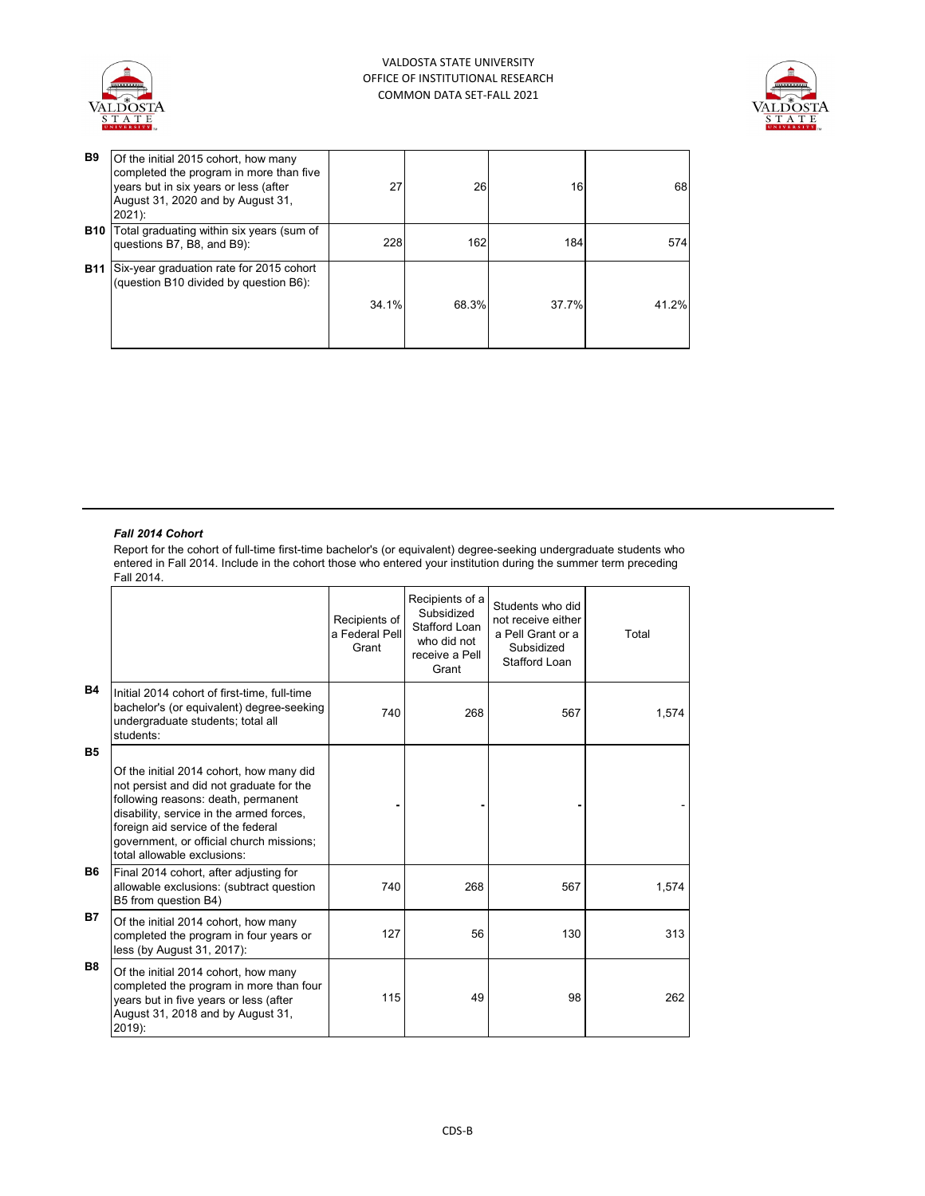| | | | | | |
|---|---|---|---|---|---|
| B9 | Of the initial 2015 cohort, how many completed the program in more than five years but in six years or less (after August 31, 2020 and by August 31, 2021): | 27 | 26 | 16 | 68 |
| B10 | Total graduating within six years (sum of questions B7, B8, and B9): | 228 | 162 | 184 | 574 |
| B11 | Six-year graduation rate for 2015 cohort (question B10 divided by question B6): | 34.1% | 68.3% | 37.7% | 41.2% |

***Fall 2014 Cohort***

Report for the cohort of full-time first-time bachelor's (or equivalent) degree-seeking undergraduate students who entered in Fall 2014. Include in the cohort those who entered your institution during the summer term preceding Fall 2014.

| | | Recipients of a Federal Pell Grant | Recipients of a Subsidized Stafford Loan who did not receive a Pell Grant | Students who did not receive either a Pell Grant or a Subsidized Stafford Loan | Total |
|---|---|---|---|---|---|
| B4 | Initial 2014 cohort of first-time, full-time bachelor's (or equivalent) degree-seeking undergraduate students; total all students: | 740 | 268 | 567 | 1,574 |
| B5 | Of the initial 2014 cohort, how many did not persist and did not graduate for the following reasons: death, permanent disability, service in the armed forces, foreign aid service of the federal government, or official church missions; total allowable exclusions: | - | - | - | - |
| B6 | Final 2014 cohort, after adjusting for allowable exclusions: (subtract question B5 from question B4) | 740 | 268 | 567 | 1,574 |
| B7 | Of the initial 2014 cohort, how many completed the program in four years or less (by August 31, 2017): | 127 | 56 | 130 | 313 |
| B8 | Of the initial 2014 cohort, how many completed the program in more than four years but in five years or less (after August 31, 2018 and by August 31, 2019): | 115 | 49 | 98 | 262 |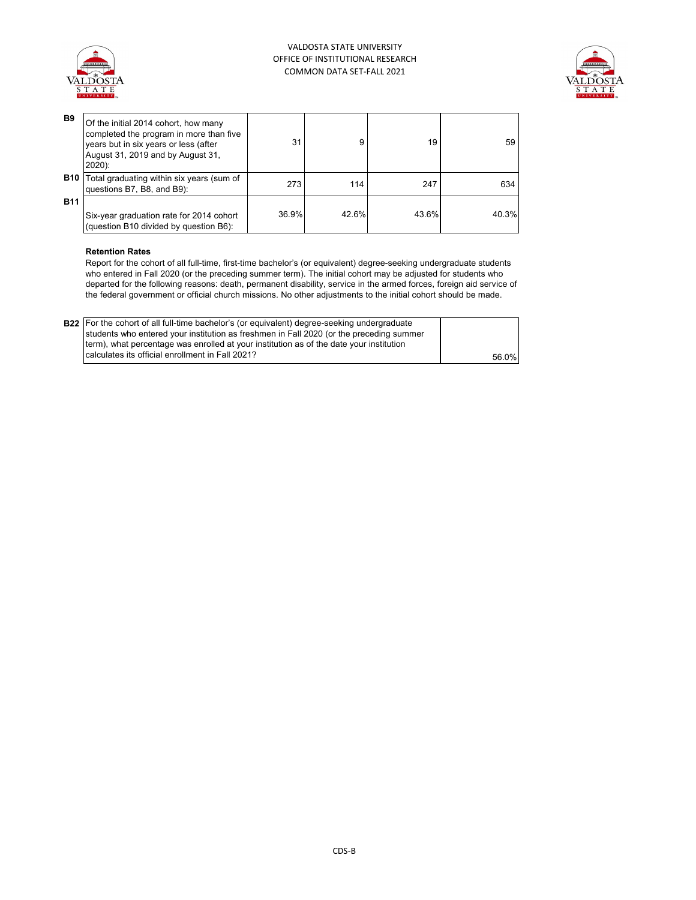| | | | | | |
|---|---|---|---|---|---|
| B9 | Of the initial 2014 cohort, how many completed the program in more than five years but in six years or less (after August 31, 2019 and by August 31, 2020): | 31 | 9 | 19 | 59 |
| B10 | Total graduating within six years (sum of questions B7, B8, and B9): | 273 | 114 | 247 | 634 |
| B11 | Six-year graduation rate for 2014 cohort (question B10 divided by question B6): | 36.9% | 42.6% | 43.6% | 40.3% |

**Retention Rates**

Report for the cohort of all full-time, first-time bachelor's (or equivalent) degree-seeking undergraduate students who entered in Fall 2020 (or the preceding summer term). The initial cohort may be adjusted for students who departed for the following reasons: death, permanent disability, service in the armed forces, foreign aid service of the federal government or official church missions. No other adjustments to the initial cohort should be made.

| | | |
|---|---|---|
| B22 | For the cohort of all full-time bachelor's (or equivalent) degree-seeking undergraduate students who entered your institution as freshmen in Fall 2020 (or the preceding summer term), what percentage was enrolled at your institution as of the date your institution calculates its official enrollment in Fall 2021? | 56.0% |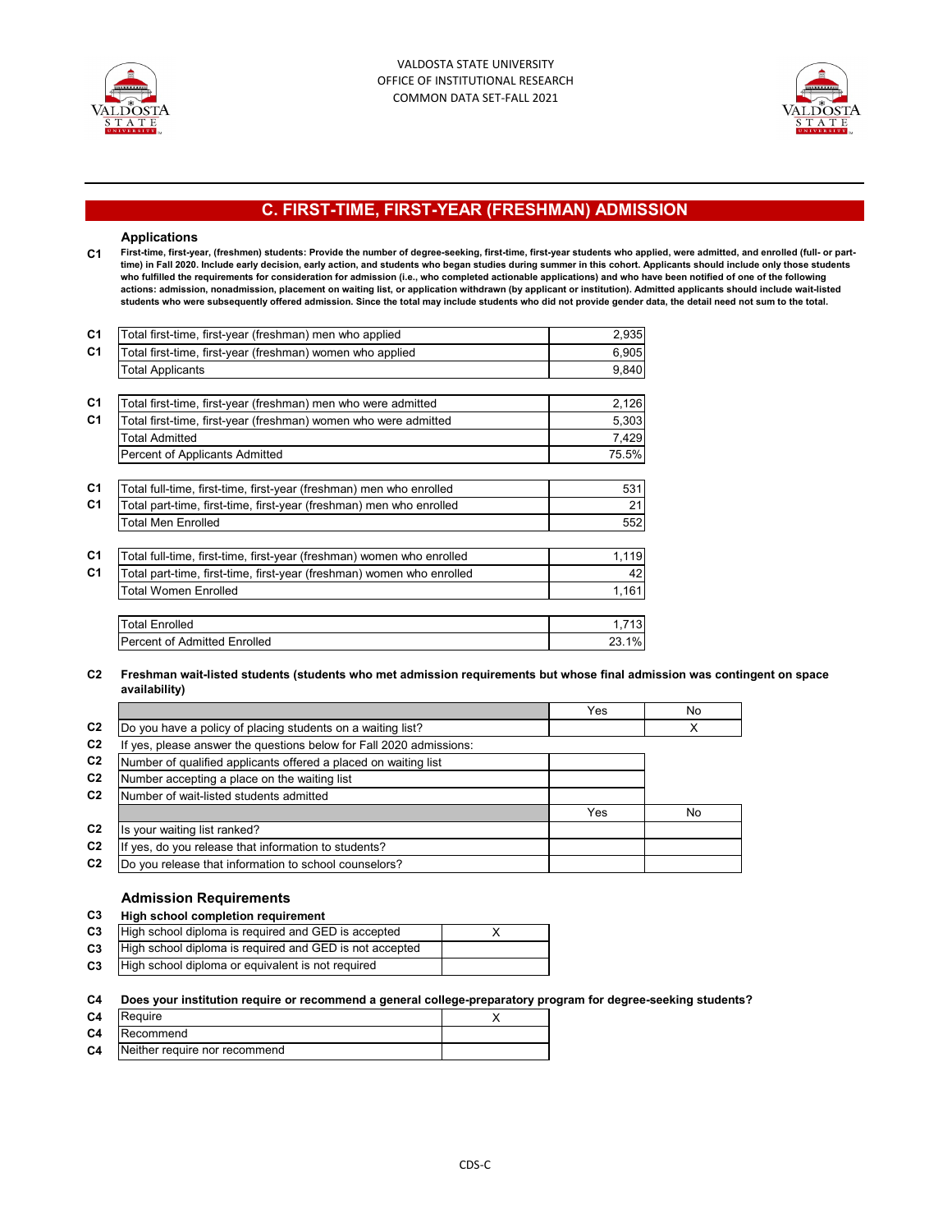VALDOSTA STATE UNIVERSITY
OFFICE OF INSTITUTIONAL RESEARCH
COMMON DATA SET-FALL 2021

## C. FIRST-TIME, FIRST-YEAR (FRESHMAN) ADMISSION

### Applications

**C1 First-time, first-year, (freshmen) students: Provide the number of degree-seeking, first-time, first-year students who applied, were admitted, and enrolled (full- or part-time) in Fall 2020. Include early decision, early action, and students who began studies during summer in this cohort. Applicants should include only those students who fulfilled the requirements for consideration for admission (i.e., who completed actionable applications) and who have been notified of one of the following actions: admission, nonadmission, placement on waiting list, or application withdrawn (by applicant or institution). Admitted applicants should include wait-listed students who were subsequently offered admission. Since the total may include students who did not provide gender data, the detail need not sum to the total.**

| | | |
|---|---|---|
| C1 | Total first-time, first-year (freshman) men who applied | 2,935 |
| C1 | Total first-time, first-year (freshman) women who applied | 6,905 |
| | Total Applicants | 9,840 |
| | | |
| C1 | Total first-time, first-year (freshman) men who were admitted | 2,126 |
| C1 | Total first-time, first-year (freshman) women who were admitted | 5,303 |
| | Total Admitted | 7,429 |
| | Percent of Applicants Admitted | 75.5% |
| | | |
| C1 | Total full-time, first-time, first-year (freshman) men who enrolled | 531 |
| C1 | Total part-time, first-time, first-year (freshman) men who enrolled | 21 |
| | Total Men Enrolled | 552 |
| | | |
| C1 | Total full-time, first-time, first-year (freshman) women who enrolled | 1,119 |
| C1 | Total part-time, first-time, first-year (freshman) women who enrolled | 42 |
| | Total Women Enrolled | 1,161 |
| | | |
| | Total Enrolled | 1,713 |
| | Percent of Admitted Enrolled | 23.1% |

**C2 Freshman wait-listed students (students who met admission requirements but whose final admission was contingent on space availability)**

| | | Yes | No |
|---|---|---|---|
| C2 | Do you have a policy of placing students on a waiting list? | | X |
| C2 | If yes, please answer the questions below for Fall 2020 admissions: | | |
| C2 | Number of qualified applicants offered a placed on waiting list | | |
| C2 | Number accepting a place on the waiting list | | |
| C2 | Number of wait-listed students admitted | | |
| | | Yes | No |
| C2 | Is your waiting list ranked? | | |
| C2 | If yes, do you release that information to students? | | |
| C2 | Do you release that information to school counselors? | | |

### Admission Requirements

**C3 High school completion requirement**

| | | |
|---|---|---|
| C3 | High school diploma is required and GED is accepted | X |
| C3 | High school diploma is required and GED is not accepted | |
| C3 | High school diploma or equivalent is not required | |

**C4 Does your institution require or recommend a general college-preparatory program for degree-seeking students?**

| | | |
|---|---|---|
| C4 | Require | X |
| C4 | Recommend | |
| C4 | Neither require nor recommend | |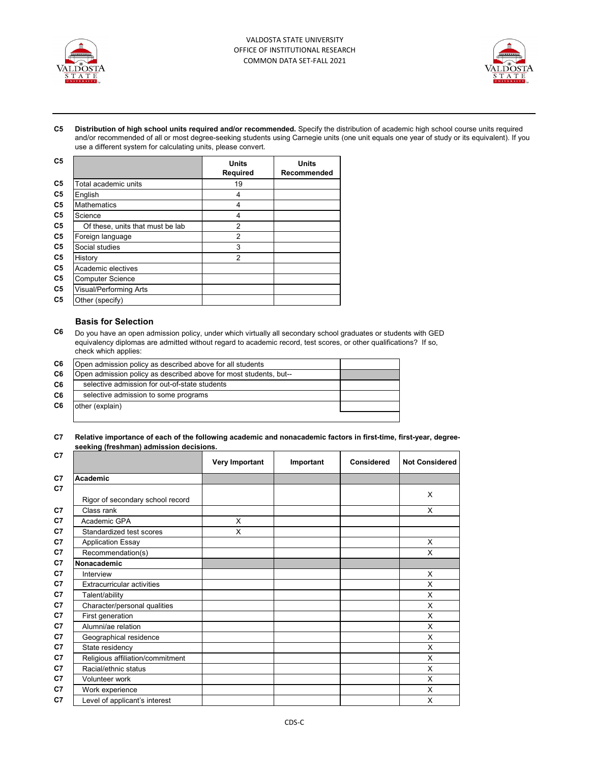VALDOSTA STATE UNIVERSITY
OFFICE OF INSTITUTIONAL RESEARCH
COMMON DATA SET-FALL 2021

**C5 Distribution of high school units required and/or recommended.** Specify the distribution of academic high school course units required and/or recommended of all or most degree-seeking students using Carnegie units (one unit equals one year of study or its equivalent). If you use a different system for calculating units, please convert.

| | Units Required | Units Recommended |
|---|---|---|
| Total academic units | 19 | |
| English | 4 | |
| Mathematics | 4 | |
| Science | 4 | |
| Of these, units that must be lab | 2 | |
| Foreign language | 2 | |
| Social studies | 3 | |
| History | 2 | |
| Academic electives | | |
| Computer Science | | |
| Visual/Performing Arts | | |
| Other (specify) | | |

## Basis for Selection

**C6** Do you have an open admission policy, under which virtually all secondary school graduates or students with GED equivalency diplomas are admitted without regard to academic record, test scores, or other qualifications? If so, check which applies:

| | |
|---|---|
| Open admission policy as described above for all students | |
| Open admission policy as described above for most students, but-- | |
| selective admission for out-of-state students | |
| selective admission to some programs | |
| other (explain) | |

**C7 Relative importance of each of the following academic and nonacademic factors in first-time, first-year, degree-seeking (freshman) admission decisions.**

| | Very Important | Important | Considered | Not Considered |
|---|---|---|---|---|
| **Academic** | | | | |
| Rigor of secondary school record | | | | X |
| Class rank | | | | X |
| Academic GPA | X | | | |
| Standardized test scores | X | | | |
| Application Essay | | | | X |
| Recommendation(s) | | | | X |
| **Nonacademic** | | | | |
| Interview | | | | X |
| Extracurricular activities | | | | X |
| Talent/ability | | | | X |
| Character/personal qualities | | | | X |
| First generation | | | | X |
| Alumni/ae relation | | | | X |
| Geographical residence | | | | X |
| State residency | | | | X |
| Religious affiliation/commitment | | | | X |
| Racial/ethnic status | | | | X |
| Volunteer work | | | | X |
| Work experience | | | | X |
| Level of applicant's interest | | | | X |

CDS-C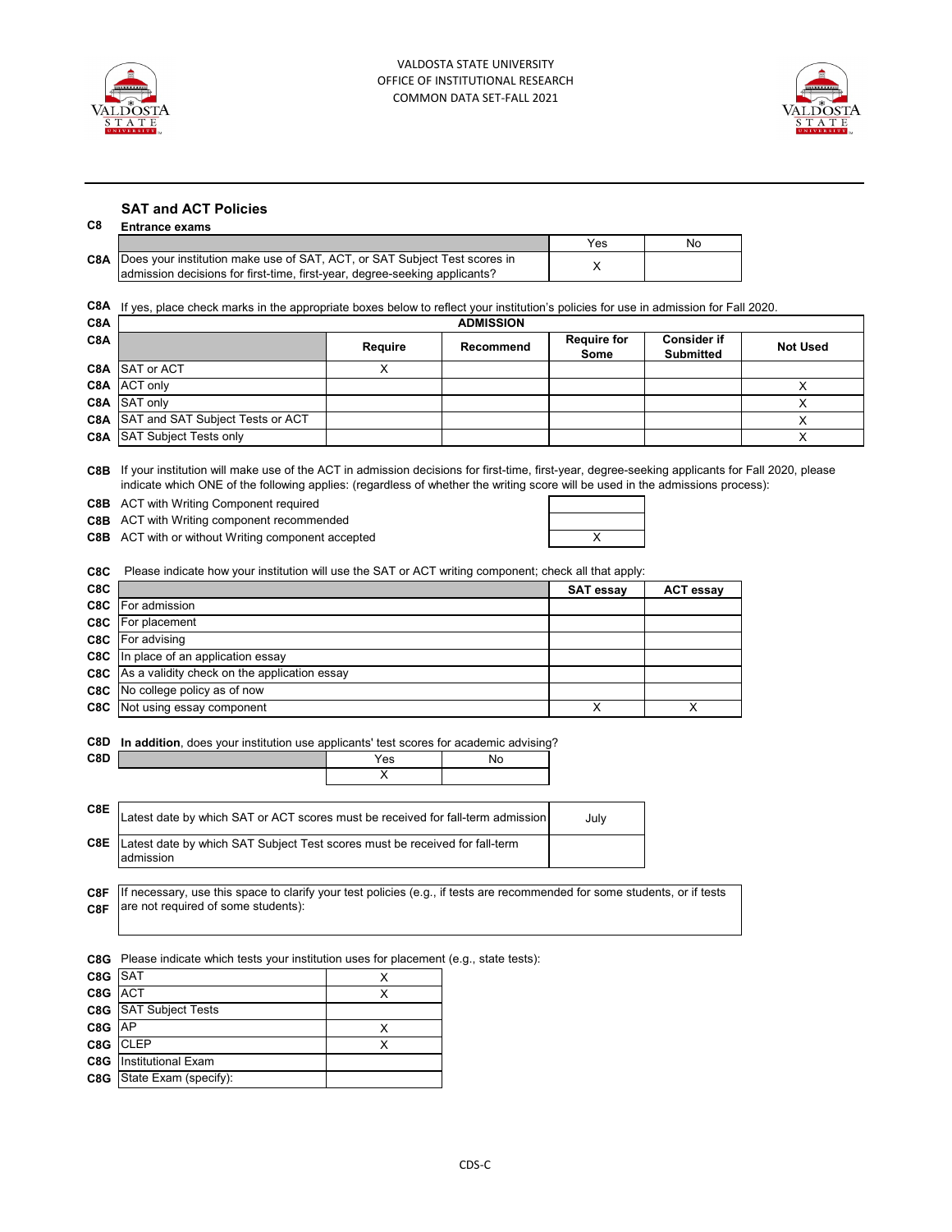## SAT and ACT Policies

**C8 Entrance exams**

| | | Yes | No |
|---|---|---|---|
| C8A | Does your institution make use of SAT, ACT, or SAT Subject Test scores in admission decisions for first-time, first-year, degree-seeking applicants? | X | |

**C8A** If yes, place check marks in the appropriate boxes below to reflect your institution's policies for use in admission for Fall 2020.

| | ADMISSION | | | | | |
|---|---|---|---|---|---|---|
| C8A | | Require | Recommend | Require for Some | Consider if Submitted | Not Used |
| C8A | SAT or ACT | X | | | | |
| C8A | ACT only | | | | | X |
| C8A | SAT only | | | | | X |
| C8A | SAT and SAT Subject Tests or ACT | | | | | X |
| C8A | SAT Subject Tests only | | | | | X |

**C8B** If your institution will make use of the ACT in admission decisions for first-time, first-year, degree-seeking applicants for Fall 2020, please indicate which ONE of the following applies: (regardless of whether the writing score will be used in the admissions process):

| | | |
|---|---|---|
| C8B | ACT with Writing Component required | |
| C8B | ACT with Writing component recommended | |
| C8B | ACT with or without Writing component accepted | X |

**C8C** Please indicate how your institution will use the SAT or ACT writing component; check all that apply:

| | | SAT essay | ACT essay |
|---|---|---|---|
| C8C | For admission | | |
| C8C | For placement | | |
| C8C | For advising | | |
| C8C | In place of an application essay | | |
| C8C | As a validity check on the application essay | | |
| C8C | No college policy as of now | | |
| C8C | Not using essay component | X | X |

**C8D** **In addition**, does your institution use applicants' test scores for academic advising?

| | Yes | No |
|---|---|---|
| C8D | X | |

| | | |
|---|---|---|
| C8E | Latest date by which SAT or ACT scores must be received for fall-term admission | July |
| C8E | Latest date by which SAT Subject Test scores must be received for fall-term admission | |

**C8F** If necessary, use this space to clarify your test policies (e.g., if tests are recommended for some students, or if tests are not required of some students):

**C8G** Please indicate which tests your institution uses for placement (e.g., state tests):

| | | |
|---|---|---|
| C8G | SAT | X |
| C8G | ACT | X |
| C8G | SAT Subject Tests | |
| C8G | AP | X |
| C8G | CLEP | X |
| C8G | Institutional Exam | |
| C8G | State Exam (specify): | |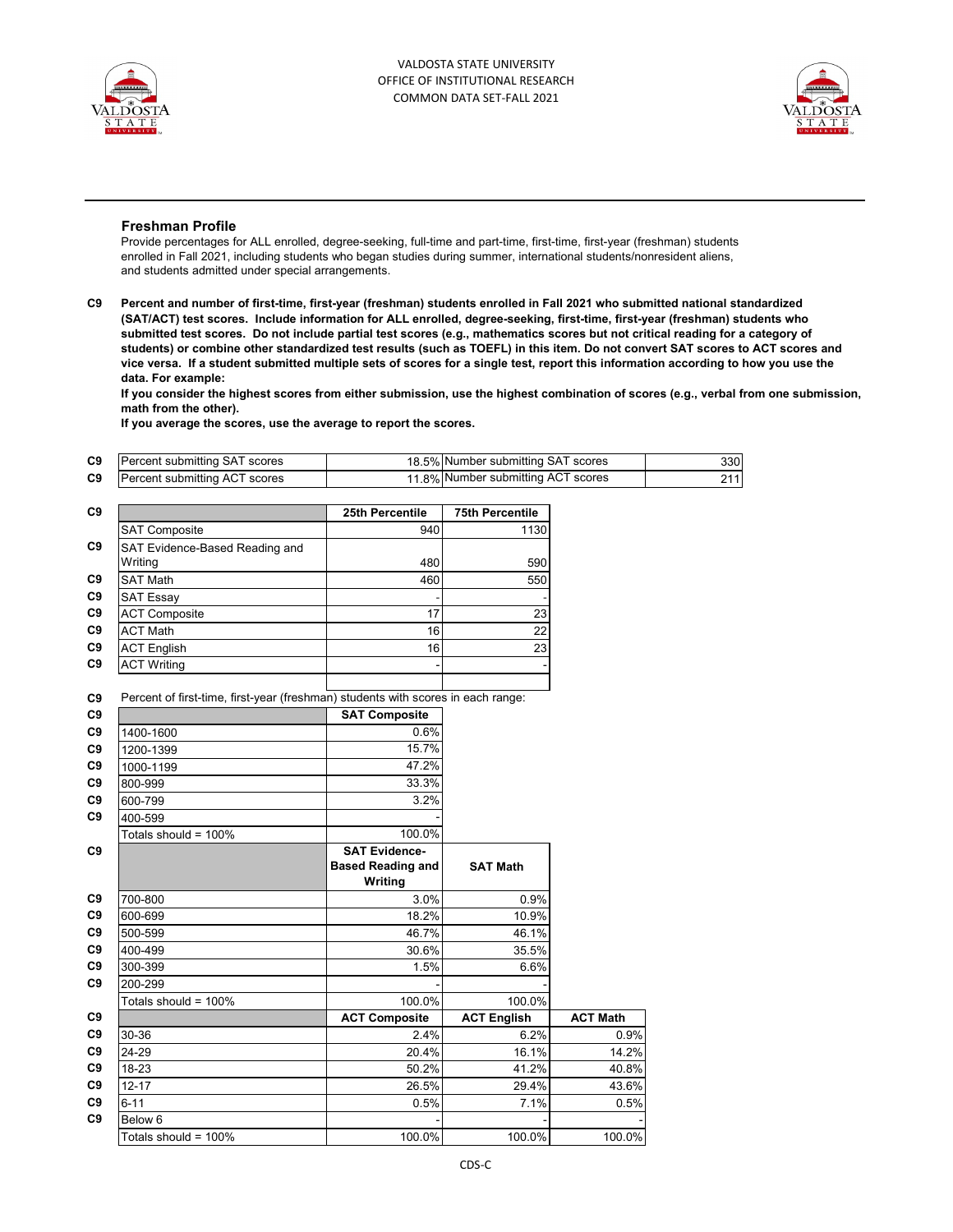VALDOSTA STATE UNIVERSITY
OFFICE OF INSTITUTIONAL RESEARCH
COMMON DATA SET-FALL 2021

## Freshman Profile

Provide percentages for ALL enrolled, degree-seeking, full-time and part-time, first-time, first-year (freshman) students enrolled in Fall 2021, including students who began studies during summer, international students/nonresident aliens, and students admitted under special arrangements.

**C9 Percent and number of first-time, first-year (freshman) students enrolled in Fall 2021 who submitted national standardized (SAT/ACT) test scores. Include information for ALL enrolled, degree-seeking, first-time, first-year (freshman) students who submitted test scores. Do not include partial test scores (e.g., mathematics scores but not critical reading for a category of students) or combine other standardized test results (such as TOEFL) in this item. Do not convert SAT scores to ACT scores and vice versa. If a student submitted multiple sets of scores for a single test, report this information according to how you use the data. For example:**

**If you consider the highest scores from either submission, use the highest combination of scores (e.g., verbal from one submission, math from the other).**

**If you average the scores, use the average to report the scores.**

| | | | | |
|---|---|---|---|---|
| C9 | Percent submitting SAT scores | 18.5% | Number submitting SAT scores | 330 |
| C9 | Percent submitting ACT scores | 11.8% | Number submitting ACT scores | 211 |

| | | 25th Percentile | 75th Percentile |
|---|---|---|---|
| C9 | SAT Composite | 940 | 1130 |
| C9 | SAT Evidence-Based Reading and Writing | 480 | 590 |
| C9 | SAT Math | 460 | 550 |
| C9 | SAT Essay | - | - |
| C9 | ACT Composite | 17 | 23 |
| C9 | ACT Math | 16 | 22 |
| C9 | ACT English | 16 | 23 |
| C9 | ACT Writing | - | - |

C9 Percent of first-time, first-year (freshman) students with scores in each range:

| | | SAT Composite |
|---|---|---|
| C9 | 1400-1600 | 0.6% |
| C9 | 1200-1399 | 15.7% |
| C9 | 1000-1199 | 47.2% |
| C9 | 800-999 | 33.3% |
| C9 | 600-799 | 3.2% |
| C9 | 400-599 | - |
| | Totals should = 100% | 100.0% |

| | | SAT Evidence-Based Reading and Writing | SAT Math |
|---|---|---|---|
| C9 | 700-800 | 3.0% | 0.9% |
| C9 | 600-699 | 18.2% | 10.9% |
| C9 | 500-599 | 46.7% | 46.1% |
| C9 | 400-499 | 30.6% | 35.5% |
| C9 | 300-399 | 1.5% | 6.6% |
| C9 | 200-299 | - | - |
| | Totals should = 100% | 100.0% | 100.0% |

| | | ACT Composite | ACT English | ACT Math |
|---|---|---|---|---|
| C9 | 30-36 | 2.4% | 6.2% | 0.9% |
| C9 | 24-29 | 20.4% | 16.1% | 14.2% |
| C9 | 18-23 | 50.2% | 41.2% | 40.8% |
| C9 | 12-17 | 26.5% | 29.4% | 43.6% |
| C9 | 6-11 | 0.5% | 7.1% | 0.5% |
| C9 | Below 6 | - | - | - |
| | Totals should = 100% | 100.0% | 100.0% | 100.0% |

CDS-C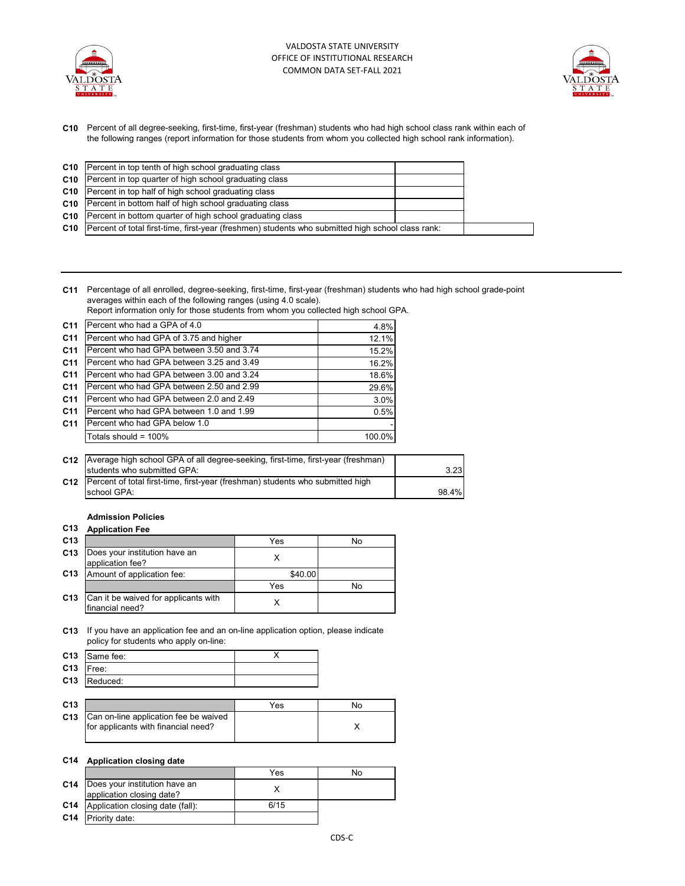VALDOSTA STATE UNIVERSITY
OFFICE OF INSTITUTIONAL RESEARCH
COMMON DATA SET-FALL 2021

**C10** Percent of all degree-seeking, first-time, first-year (freshman) students who had high school class rank within each of the following ranges (report information for those students from whom you collected high school rank information).

| | | |
|---|---|---|
| C10 | Percent in top tenth of high school graduating class | |
| C10 | Percent in top quarter of high school graduating class | |
| C10 | Percent in top half of high school graduating class | |
| C10 | Percent in bottom half of high school graduating class | |
| C10 | Percent in bottom quarter of high school graduating class | |
| C10 | Percent of total first-time, first-year (freshmen) students who submitted high school class rank: | |

---

**C11** Percentage of all enrolled, degree-seeking, first-time, first-year (freshman) students who had high school grade-point averages within each of the following ranges (using 4.0 scale).
Report information only for those students from whom you collected high school GPA.

| | | |
|---|---|---|
| C11 | Percent who had a GPA of 4.0 | 4.8% |
| C11 | Percent who had GPA of 3.75 and higher | 12.1% |
| C11 | Percent who had GPA between 3.50 and 3.74 | 15.2% |
| C11 | Percent who had GPA between 3.25 and 3.49 | 16.2% |
| C11 | Percent who had GPA between 3.00 and 3.24 | 18.6% |
| C11 | Percent who had GPA between 2.50 and 2.99 | 29.6% |
| C11 | Percent who had GPA between 2.0 and 2.49 | 3.0% |
| C11 | Percent who had GPA between 1.0 and 1.99 | 0.5% |
| C11 | Percent who had GPA below 1.0 | - |
| | Totals should = 100% | 100.0% |

| | | |
|---|---|---|
| C12 | Average high school GPA of all degree-seeking, first-time, first-year (freshman) students who submitted GPA: | 3.23 |
| C12 | Percent of total first-time, first-year (freshman) students who submitted high school GPA: | 98.4% |

**Admission Policies**

**C13 Application Fee**

| | | Yes | No |
|---|---|---|---|
| C13 | Does your institution have an application fee? | X | |
| C13 | Amount of application fee: | $40.00 | |
| | | Yes | No |
| C13 | Can it be waived for applicants with financial need? | X | |

**C13** If you have an application fee and an on-line application option, please indicate policy for students who apply on-line:

| | | |
|---|---|---|
| C13 | Same fee: | X |
| C13 | Free: | |
| C13 | Reduced: | |

| | | Yes | No |
|---|---|---|---|
| C13 | Can on-line application fee be waived for applicants with financial need? | | X |

**C14 Application closing date**

| | | Yes | No |
|---|---|---|---|
| C14 | Does your institution have an application closing date? | X | |
| C14 | Application closing date (fall): | 6/15 | |
| C14 | Priority date: | | |

CDS-C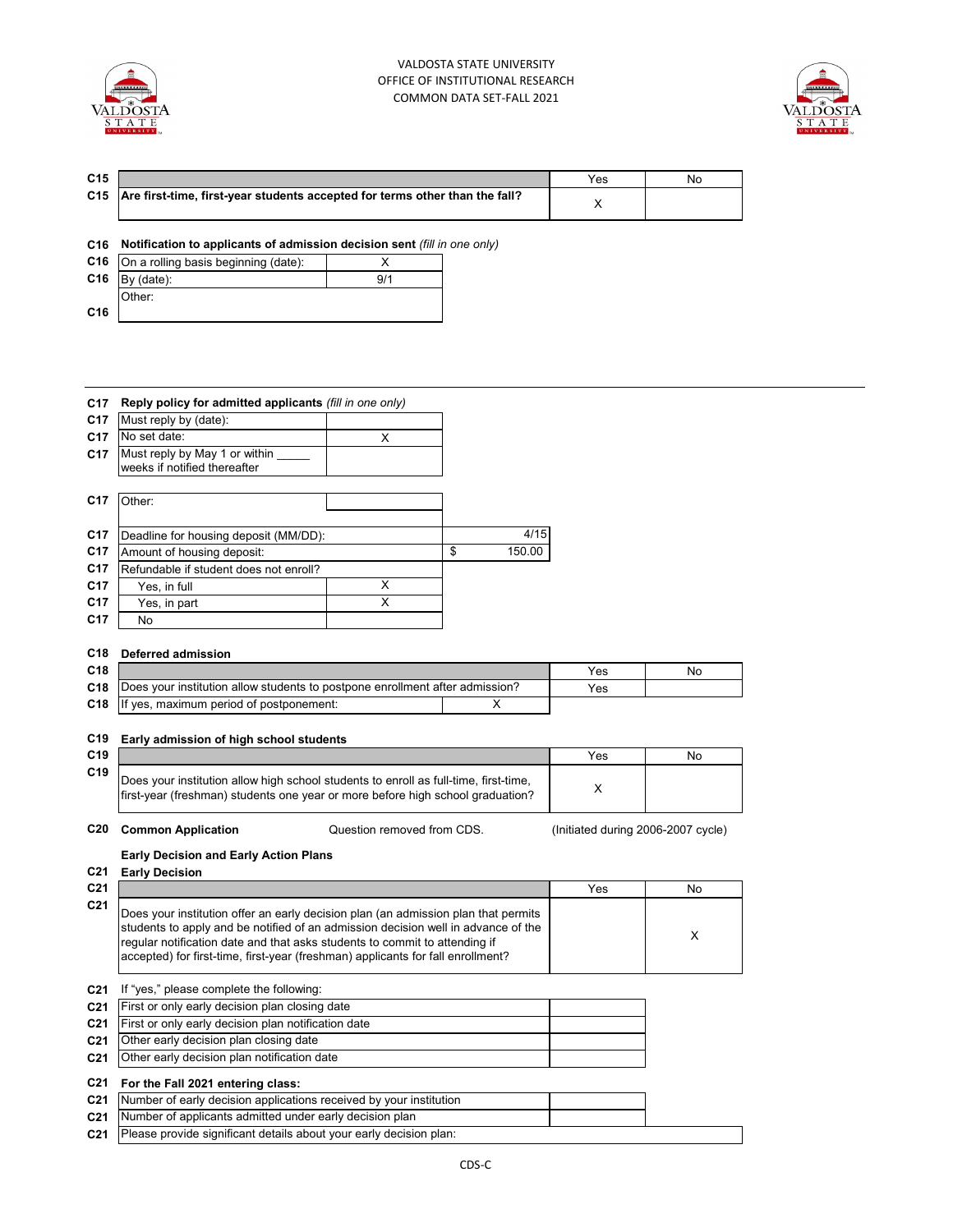VALDOSTA STATE UNIVERSITY
OFFICE OF INSTITUTIONAL RESEARCH
COMMON DATA SET-FALL 2021

| | | Yes | No |
|---|---|---|---|
| C15 | Are first-time, first-year students accepted for terms other than the fall? | X | |

**C16 Notification to applicants of admission decision sent** *(fill in one only)*

| | | |
|---|---|---|
| C16 | On a rolling basis beginning (date): | X |
| C16 | By (date): | 9/1 |
| C16 | Other: | |

**C17 Reply policy for admitted applicants** *(fill in one only)*

| | | |
|---|---|---|
| C17 | Must reply by (date): | |
| C17 | No set date: | X |
| C17 | Must reply by May 1 or within _____ weeks if notified thereafter | |
| C17 | Other: | |

| | | |
|---|---|---|
| C17 | Deadline for housing deposit (MM/DD): | 4/15 |
| C17 | Amount of housing deposit: | $ 150.00 |
| C17 | Refundable if student does not enroll? | |
| C17 | Yes, in full | X |
| C17 | Yes, in part | X |
| C17 | No | |

**C18 Deferred admission**

| | | | Yes | No |
|---|---|---|---|---|
| C18 | Does your institution allow students to postpone enrollment after admission? | | Yes | |
| C18 | If yes, maximum period of postponement: | X | | |

**C19 Early admission of high school students**

| | | Yes | No |
|---|---|---|---|
| C19 | Does your institution allow high school students to enroll as full-time, first-time, first-year (freshman) students one year or more before high school graduation? | X | |

**C20 Common Application** Question removed from CDS. (Initiated during 2006-2007 cycle)

**Early Decision and Early Action Plans**

**C21 Early Decision**

| | | Yes | No |
|---|---|---|---|
| C21 | Does your institution offer an early decision plan (an admission plan that permits students to apply and be notified of an admission decision well in advance of the regular notification date and that asks students to commit to attending if accepted) for first-time, first-year (freshman) applicants for fall enrollment? | | X |

C21 If "yes," please complete the following:

| | | |
|---|---|---|
| C21 | First or only early decision plan closing date | |
| C21 | First or only early decision plan notification date | |
| C21 | Other early decision plan closing date | |
| C21 | Other early decision plan notification date | |

**C21 For the Fall 2021 entering class:**

| | | |
|---|---|---|
| C21 | Number of early decision applications received by your institution | |
| C21 | Number of applicants admitted under early decision plan | |
| C21 | Please provide significant details about your early decision plan: | |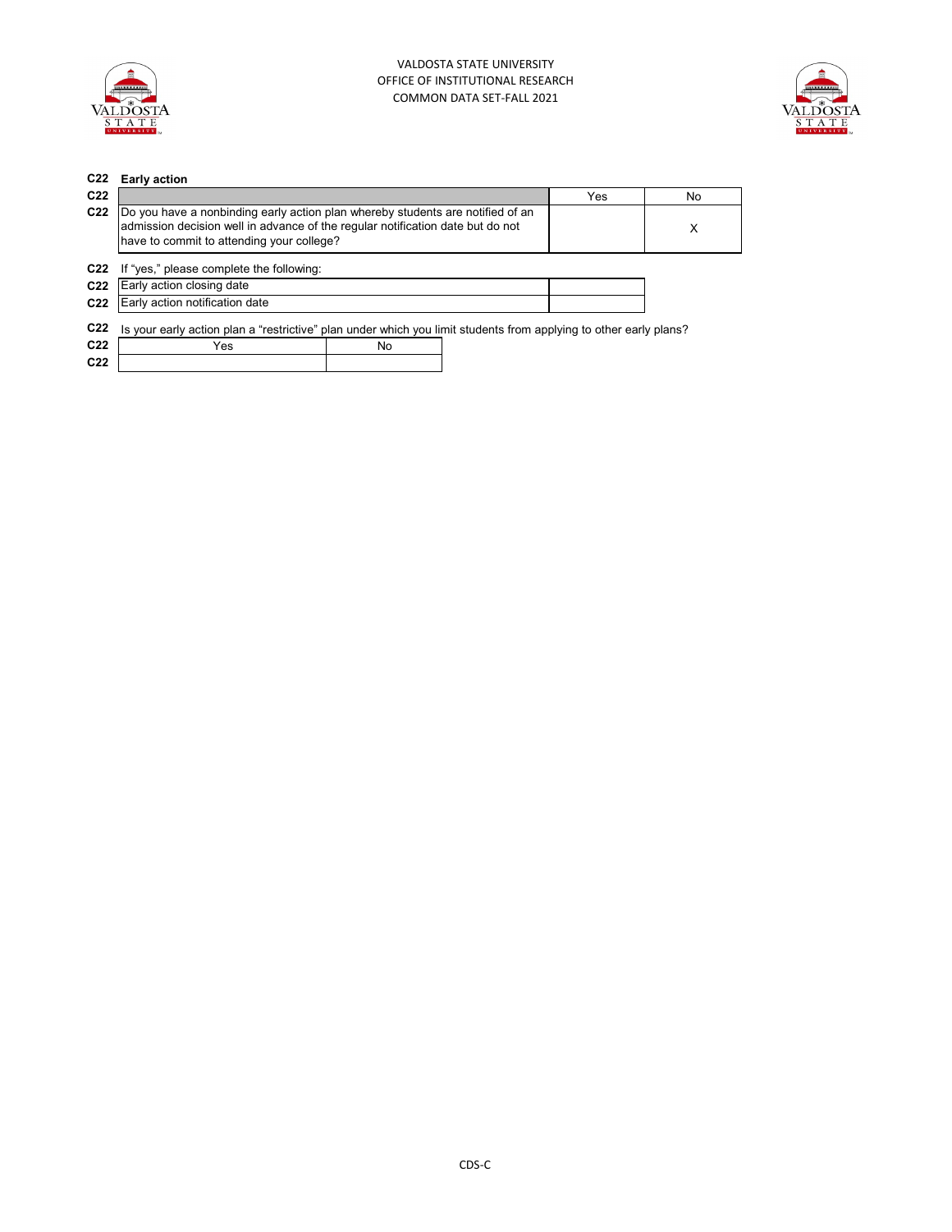**C22 Early action**

| C22 | | Yes | No |
|---|---|---|---|
| C22 | Do you have a nonbinding early action plan whereby students are notified of an admission decision well in advance of the regular notification date but do not have to commit to attending your college? | | X |

C22 If "yes," please complete the following:

| C22 | | |
|---|---|---|
| C22 | Early action closing date | |
| C22 | Early action notification date | |

C22 Is your early action plan a "restrictive" plan under which you limit students from applying to other early plans?

| C22 | Yes | No |
|---|---|---|
| C22 | | |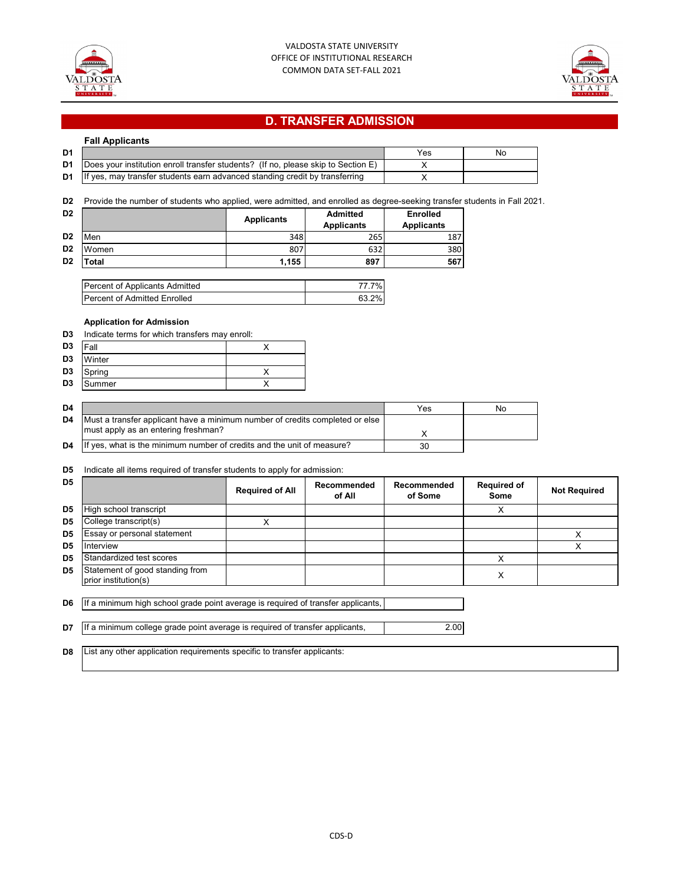VALDOSTA STATE UNIVERSITY
OFFICE OF INSTITUTIONAL RESEARCH
COMMON DATA SET-FALL 2021

## D. TRANSFER ADMISSION

### Fall Applicants

| | | Yes | No |
|---|---|---|---|
| D1 | Does your institution enroll transfer students? (If no, please skip to Section E) | X | |
| D1 | If yes, may transfer students earn advanced standing credit by transferring | X | |

D2 Provide the number of students who applied, were admitted, and enrolled as degree-seeking transfer students in Fall 2021.

| D2 | | Applicants | Admitted Applicants | Enrolled Applicants |
|---|---|---|---|---|
| D2 | Men | 348 | 265 | 187 |
| D2 | Women | 807 | 632 | 380 |
| D2 | **Total** | **1,155** | **897** | **567** |

| | |
|---|---|
| Percent of Applicants Admitted | 77.7% |
| Percent of Admitted Enrolled | 63.2% |

### Application for Admission

D3 Indicate terms for which transfers may enroll:

| D3 | Term | |
|---|---|---|
| D3 | Fall | X |
| D3 | Winter | |
| D3 | Spring | X |
| D3 | Summer | X |

| D4 | | Yes | No |
|---|---|---|---|
| D4 | Must a transfer applicant have a minimum number of credits completed or else must apply as an entering freshman? | X | |
| D4 | If yes, what is the minimum number of credits and the unit of measure? | 30 | |

D5 Indicate all items required of transfer students to apply for admission:

| D5 | | Required of All | Recommended of All | Recommended of Some | Required of Some | Not Required |
|---|---|---|---|---|---|---|
| D5 | High school transcript | | | | X | |
| D5 | College transcript(s) | X | | | | |
| D5 | Essay or personal statement | | | | | X |
| D5 | Interview | | | | | X |
| D5 | Standardized test scores | | | | X | |
| D5 | Statement of good standing from prior institution(s) | | | | X | |

| | | |
|---|---|---|
| D6 | If a minimum high school grade point average is required of transfer applicants, | |
| D7 | If a minimum college grade point average is required of transfer applicants, | 2.00 |

D8 List any other application requirements specific to transfer applicants: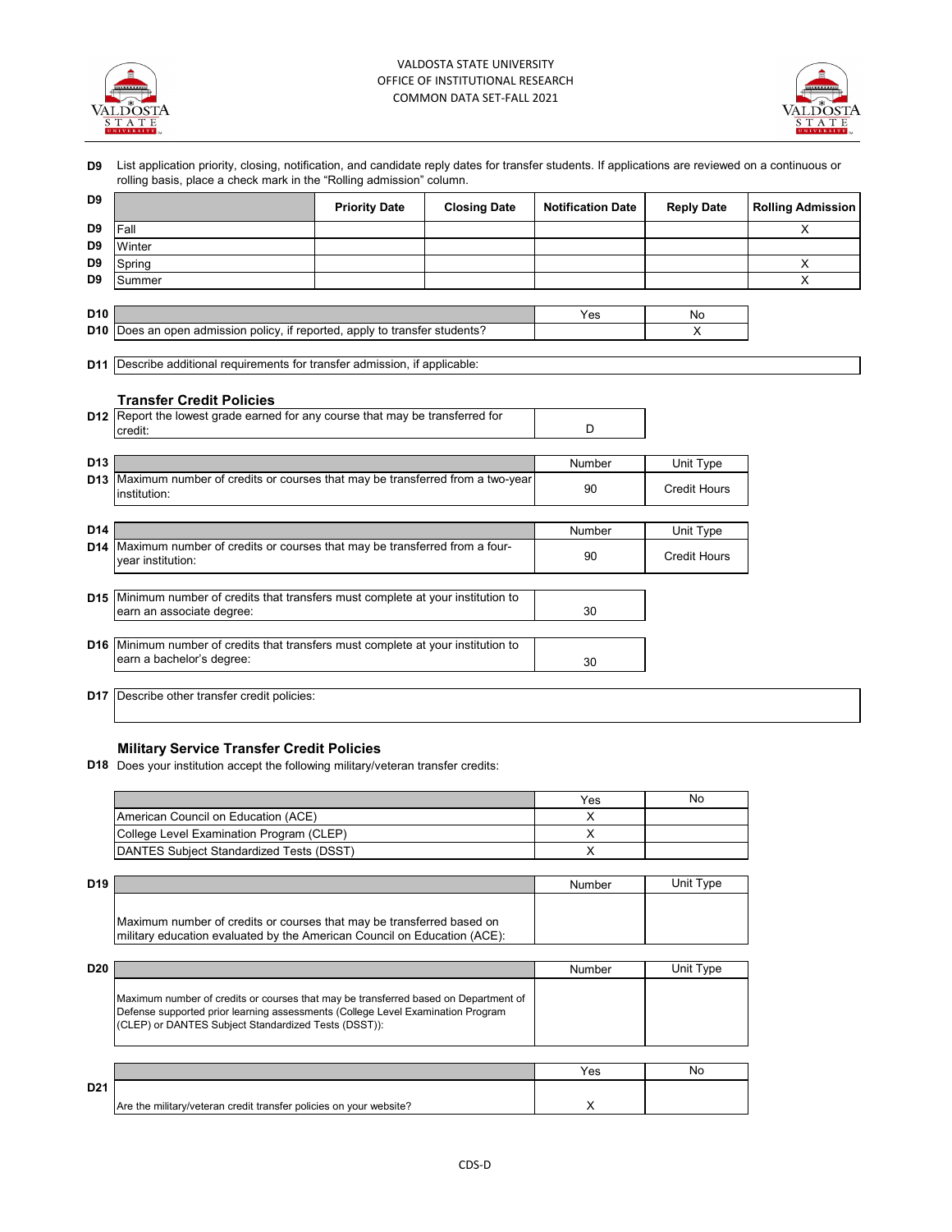D9 List application priority, closing, notification, and candidate reply dates for transfer students. If applications are reviewed on a continuous or rolling basis, place a check mark in the "Rolling admission" column.

| D9 | | Priority Date | Closing Date | Notification Date | Reply Date | Rolling Admission |
|---|---|---|---|---|---|---|
| D9 | Fall | | | | | X |
| D9 | Winter | | | | | |
| D9 | Spring | | | | | X |
| D9 | Summer | | | | | X |

| D10 | | Yes | No |
|---|---|---|---|
| D10 | Does an open admission policy, if reported, apply to transfer students? | | X |

D11 Describe additional requirements for transfer admission, if applicable:

### Transfer Credit Policies

| D12 | Report the lowest grade earned for any course that may be transferred for credit: | D |
|---|---|---|

| D13 | | Number | Unit Type |
|---|---|---|---|
| D13 | Maximum number of credits or courses that may be transferred from a two-year institution: | 90 | Credit Hours |

| D14 | | Number | Unit Type |
|---|---|---|---|
| D14 | Maximum number of credits or courses that may be transferred from a four-year institution: | 90 | Credit Hours |

| D15 | Minimum number of credits that transfers must complete at your institution to earn an associate degree: | 30 |
|---|---|---|

| D16 | Minimum number of credits that transfers must complete at your institution to earn a bachelor's degree: | 30 |
|---|---|---|

D17 Describe other transfer credit policies:

### Military Service Transfer Credit Policies

D18 Does your institution accept the following military/veteran transfer credits:

| | Yes | No |
|---|---|---|
| American Council on Education (ACE) | X | |
| College Level Examination Program (CLEP) | X | |
| DANTES Subject Standardized Tests (DSST) | X | |

| D19 | | Number | Unit Type |
|---|---|---|---|
| | Maximum number of credits or courses that may be transferred based on military education evaluated by the American Council on Education (ACE): | | |

| D20 | | Number | Unit Type |
|---|---|---|---|
| | Maximum number of credits or courses that may be transferred based on Department of Defense supported prior learning assessments (College Level Examination Program (CLEP) or DANTES Subject Standardized Tests (DSST)): | | |

| | | Yes | No |
|---|---|---|---|
| D21 | Are the military/veteran credit transfer policies on your website? | X | |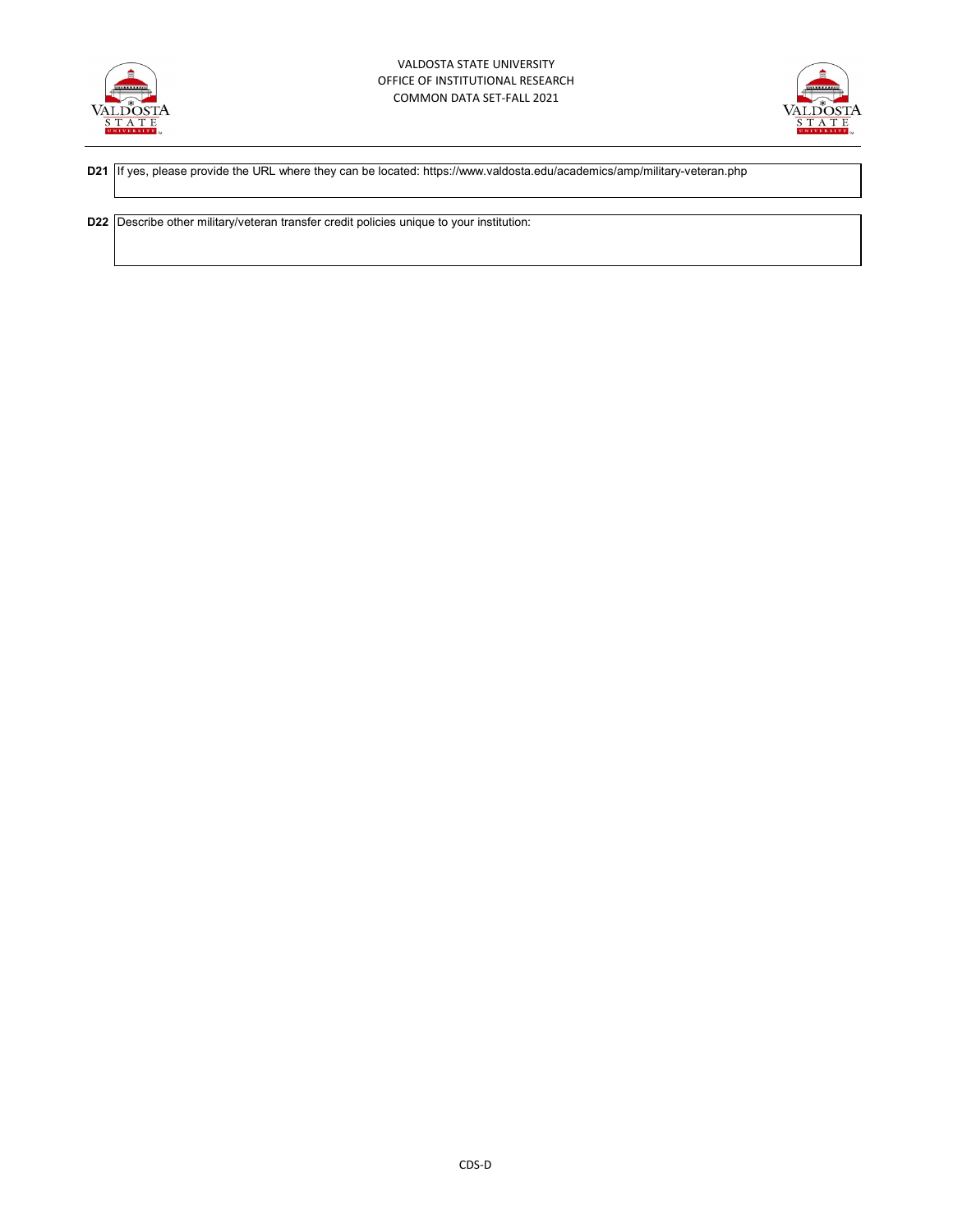**D21** If yes, please provide the URL where they can be located: https://www.valdosta.edu/academics/amp/military-veteran.php

**D22** Describe other military/veteran transfer credit policies unique to your institution: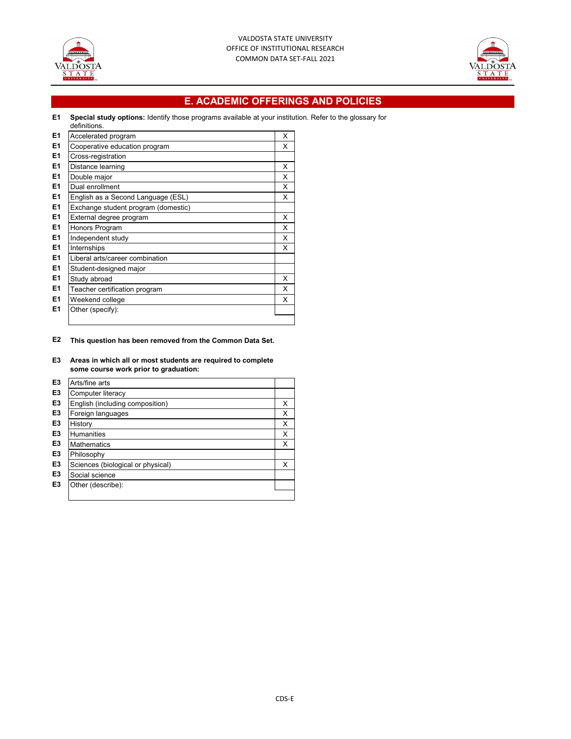VALDOSTA STATE UNIVERSITY
OFFICE OF INSTITUTIONAL RESEARCH
COMMON DATA SET-FALL 2021

## E. ACADEMIC OFFERINGS AND POLICIES

**E1** **Special study options:** Identify those programs available at your institution. Refer to the glossary for definitions.

| | | |
|---|---|---|
| E1 | Accelerated program | X |
| E1 | Cooperative education program | X |
| E1 | Cross-registration | |
| E1 | Distance learning | X |
| E1 | Double major | X |
| E1 | Dual enrollment | X |
| E1 | English as a Second Language (ESL) | X |
| E1 | Exchange student program (domestic) | |
| E1 | External degree program | X |
| E1 | Honors Program | X |
| E1 | Independent study | X |
| E1 | Internships | X |
| E1 | Liberal arts/career combination | |
| E1 | Student-designed major | |
| E1 | Study abroad | X |
| E1 | Teacher certification program | X |
| E1 | Weekend college | X |
| E1 | Other (specify): | |

**E2** **This question has been removed from the Common Data Set.**

**E3** **Areas in which all or most students are required to complete some course work prior to graduation:**

| | | |
|---|---|---|
| E3 | Arts/fine arts | |
| E3 | Computer literacy | |
| E3 | English (including composition) | X |
| E3 | Foreign languages | X |
| E3 | History | X |
| E3 | Humanities | X |
| E3 | Mathematics | X |
| E3 | Philosophy | |
| E3 | Sciences (biological or physical) | X |
| E3 | Social science | |
| E3 | Other (describe): | |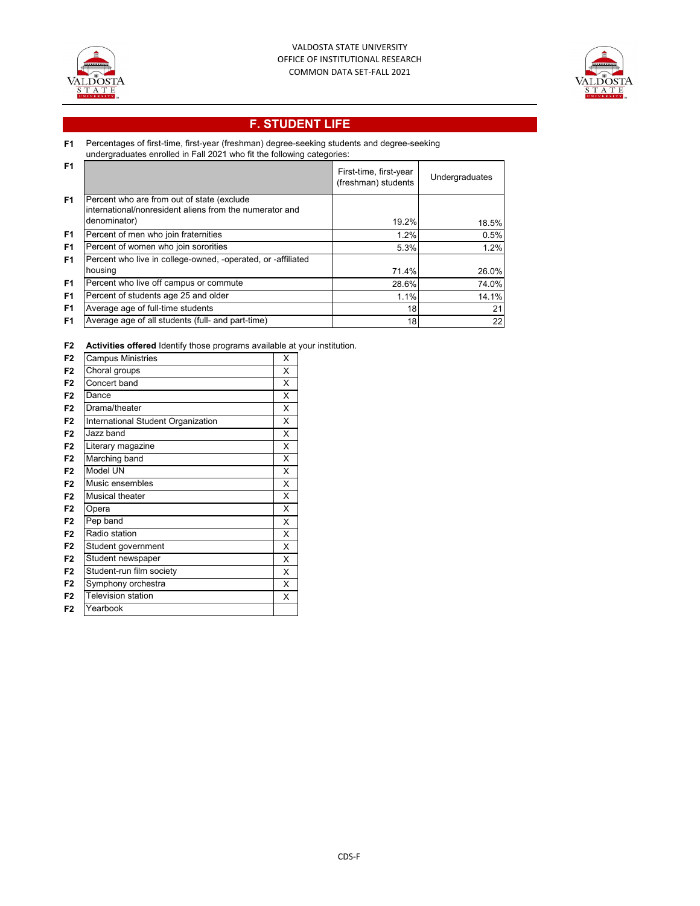VALDOSTA STATE UNIVERSITY
OFFICE OF INSTITUTIONAL RESEARCH
COMMON DATA SET-FALL 2021

## F. STUDENT LIFE

**F1** Percentages of first-time, first-year (freshman) degree-seeking students and degree-seeking undergraduates enrolled in Fall 2021 who fit the following categories:

| | | First-time, first-year (freshman) students | Undergraduates |
|---|---|---|---|
| F1 | Percent who are from out of state (exclude international/nonresident aliens from the numerator and denominator) | 19.2% | 18.5% |
| F1 | Percent of men who join fraternities | 1.2% | 0.5% |
| F1 | Percent of women who join sororities | 5.3% | 1.2% |
| F1 | Percent who live in college-owned, -operated, or -affiliated housing | 71.4% | 26.0% |
| F1 | Percent who live off campus or commute | 28.6% | 74.0% |
| F1 | Percent of students age 25 and older | 1.1% | 14.1% |
| F1 | Average age of full-time students | 18 | 21 |
| F1 | Average age of all students (full- and part-time) | 18 | 22 |

**F2** **Activities offered** Identify those programs available at your institution.

| | Activity | |
|---|---|---|
| F2 | Campus Ministries | X |
| F2 | Choral groups | X |
| F2 | Concert band | X |
| F2 | Dance | X |
| F2 | Drama/theater | X |
| F2 | International Student Organization | X |
| F2 | Jazz band | X |
| F2 | Literary magazine | X |
| F2 | Marching band | X |
| F2 | Model UN | X |
| F2 | Music ensembles | X |
| F2 | Musical theater | X |
| F2 | Opera | X |
| F2 | Pep band | X |
| F2 | Radio station | X |
| F2 | Student government | X |
| F2 | Student newspaper | X |
| F2 | Student-run film society | X |
| F2 | Symphony orchestra | X |
| F2 | Television station | X |
| F2 | Yearbook | |

CDS-F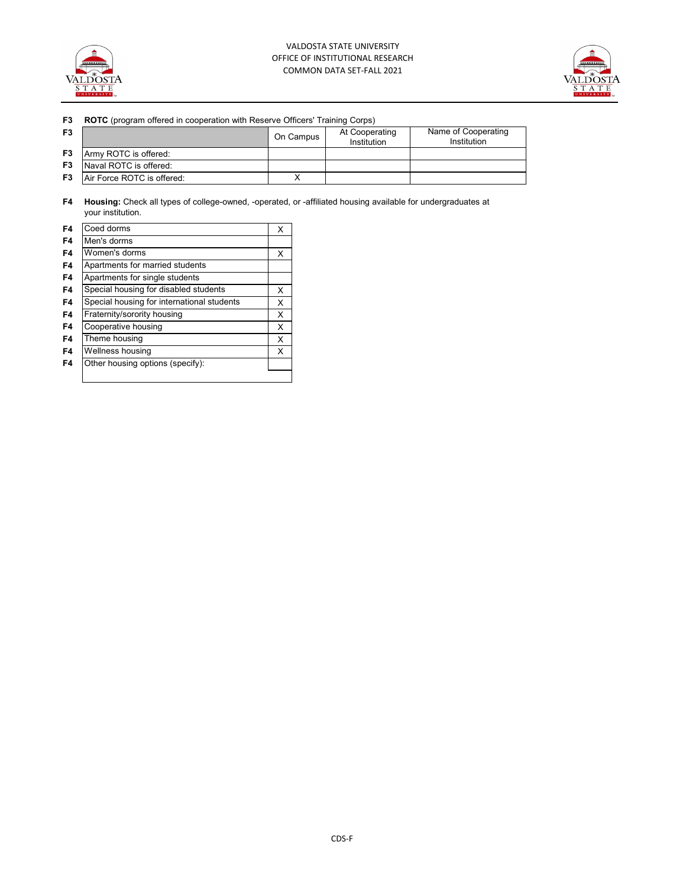VALDOSTA STATE UNIVERSITY
OFFICE OF INSTITUTIONAL RESEARCH
COMMON DATA SET-FALL 2021

**F3 ROTC** (program offered in cooperation with Reserve Officers' Training Corps)

| | | On Campus | At Cooperating Institution | Name of Cooperating Institution |
|---|---|---|---|---|
| F3 | Army ROTC is offered: | | | |
| F3 | Naval ROTC is offered: | | | |
| F3 | Air Force ROTC is offered: | X | | |

**F4 Housing:** Check all types of college-owned, -operated, or -affiliated housing available for undergraduates at your institution.

| | | |
|---|---|---|
| F4 | Coed dorms | X |
| F4 | Men's dorms | |
| F4 | Women's dorms | X |
| F4 | Apartments for married students | |
| F4 | Apartments for single students | |
| F4 | Special housing for disabled students | X |
| F4 | Special housing for international students | X |
| F4 | Fraternity/sorority housing | X |
| F4 | Cooperative housing | X |
| F4 | Theme housing | X |
| F4 | Wellness housing | X |
| F4 | Other housing options (specify): | |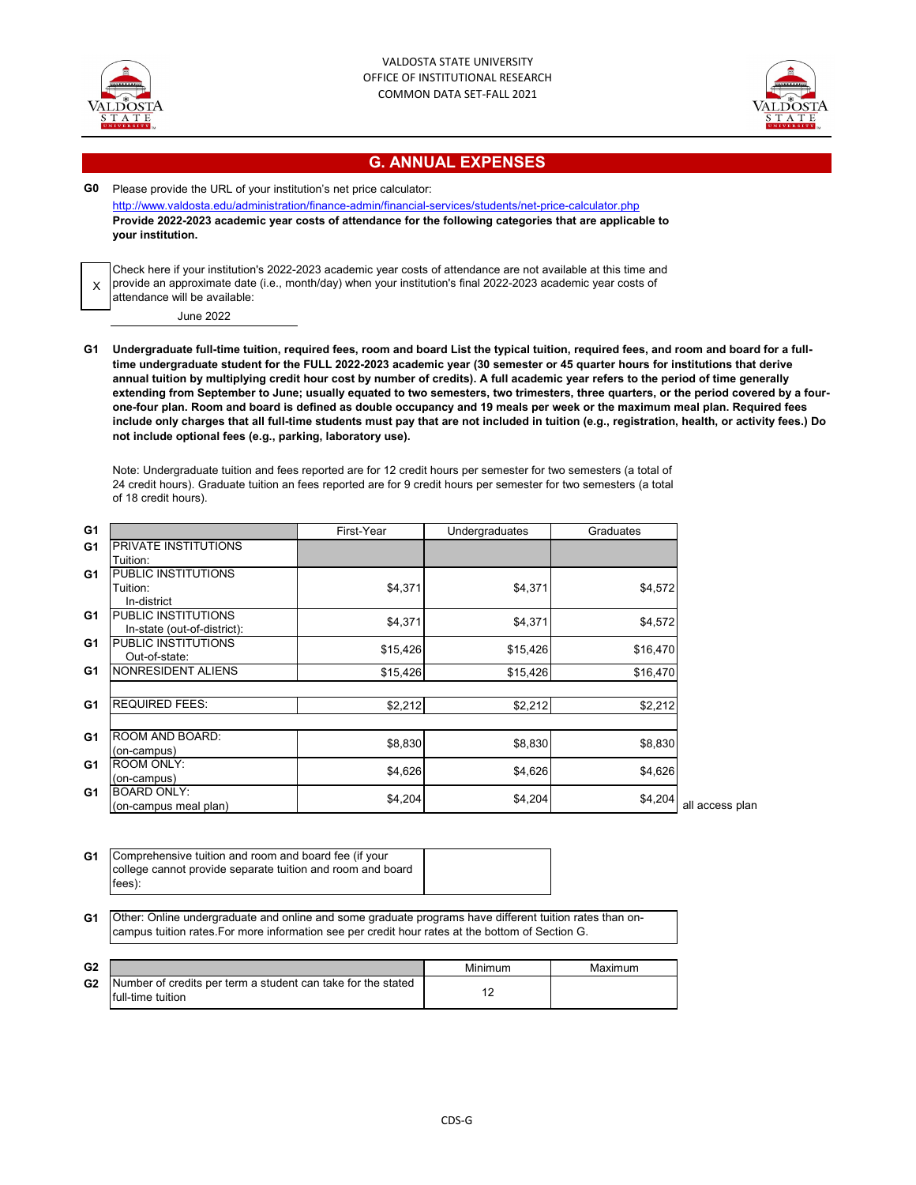VALDOSTA STATE UNIVERSITY
OFFICE OF INSTITUTIONAL RESEARCH
COMMON DATA SET-FALL 2021

## G. ANNUAL EXPENSES

**G0** Please provide the URL of your institution's net price calculator:

http://www.valdosta.edu/administration/finance-admin/financial-services/students/net-price-calculator.php

**Provide 2022-2023 academic year costs of attendance for the following categories that are applicable to your institution.**

X Check here if your institution's 2022-2023 academic year costs of attendance are not available at this time and provide an approximate date (i.e., month/day) when your institution's final 2022-2023 academic year costs of attendance will be available:

June 2022

**G1 Undergraduate full-time tuition, required fees, room and board List the typical tuition, required fees, and room and board for a full-time undergraduate student for the FULL 2022-2023 academic year (30 semester or 45 quarter hours for institutions that derive annual tuition by multiplying credit hour cost by number of credits). A full academic year refers to the period of time generally extending from September to June; usually equated to two semesters, two trimesters, three quarters, or the period covered by a four-one-four plan. Room and board is defined as double occupancy and 19 meals per week or the maximum meal plan. Required fees include only charges that all full-time students must pay that are not included in tuition (e.g., registration, health, or activity fees.) Do not include optional fees (e.g., parking, laboratory use).**

Note: Undergraduate tuition and fees reported are for 12 credit hours per semester for two semesters (a total of 24 credit hours). Graduate tuition an fees reported are for 9 credit hours per semester for two semesters (a total of 18 credit hours).

| G1 | | First-Year | Undergraduates | Graduates |
|---|---|---|---|---|
| G1 | PRIVATE INSTITUTIONS Tuition: | | | |
| G1 | PUBLIC INSTITUTIONS Tuition: In-district | $4,371 | $4,371 | $4,572 |
| G1 | PUBLIC INSTITUTIONS In-state (out-of-district): | $4,371 | $4,371 | $4,572 |
| G1 | PUBLIC INSTITUTIONS Out-of-state: | $15,426 | $15,426 | $16,470 |
| G1 | NONRESIDENT ALIENS | $15,426 | $15,426 | $16,470 |
| G1 | REQUIRED FEES: | $2,212 | $2,212 | $2,212 |
| G1 | ROOM AND BOARD: (on-campus) | $8,830 | $8,830 | $8,830 |
| G1 | ROOM ONLY: (on-campus) | $4,626 | $4,626 | $4,626 |
| G1 | BOARD ONLY: (on-campus meal plan) | $4,204 | $4,204 | $4,204 |

all access plan

| G1 | Comprehensive tuition and room and board fee (if your college cannot provide separate tuition and room and board fees): | |
|---|---|---|

**G1** Other: Online undergraduate and online and some graduate programs have different tuition rates than on-campus tuition rates.For more information see per credit hour rates at the bottom of Section G.

| G2 | | Minimum | Maximum |
|---|---|---|---|
| G2 | Number of credits per term a student can take for the stated full-time tuition | 12 | |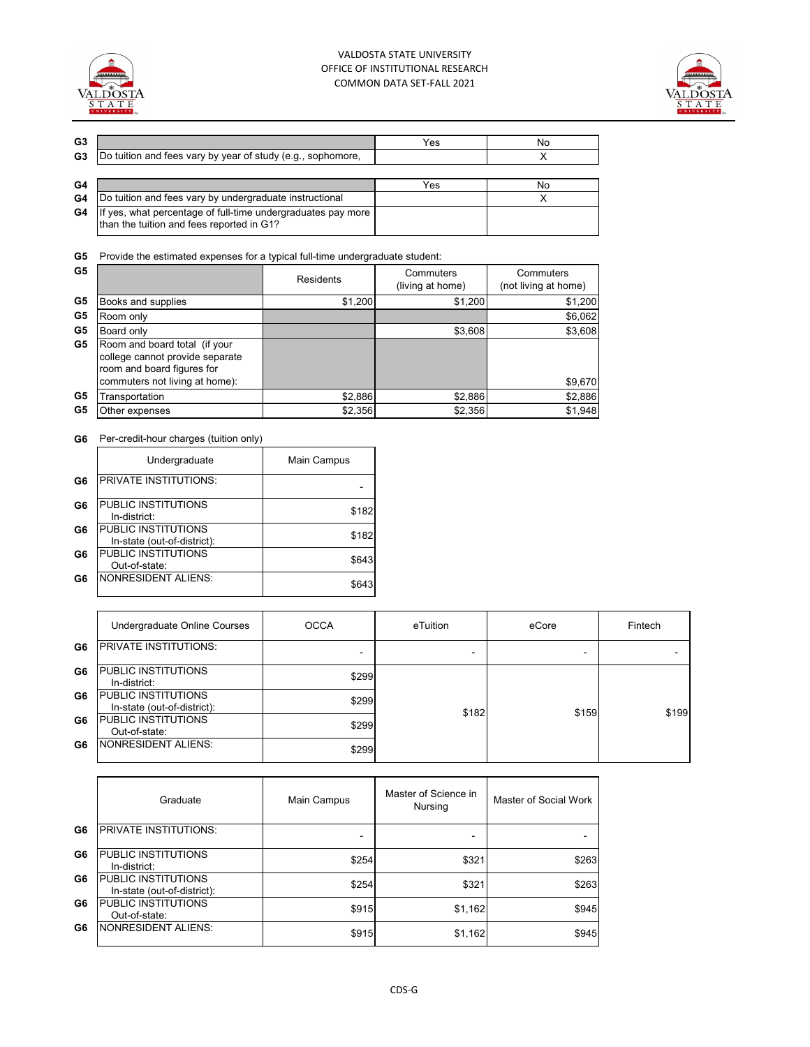| G3 | | Yes | No |
|---|---|---|---|
| G3 | Do tuition and fees vary by year of study (e.g., sophomore, | | X |

| G4 | | Yes | No |
|---|---|---|---|
| G4 | Do tuition and fees vary by undergraduate instructional | | X |
| G4 | If yes, what percentage of full-time undergraduates pay more than the tuition and fees reported in G1? | | |

**G5** Provide the estimated expenses for a typical full-time undergraduate student:

| G5 | | Residents | Commuters (living at home) | Commuters (not living at home) |
|---|---|---|---|---|
| G5 | Books and supplies | $1,200 | $1,200 | $1,200 |
| G5 | Room only | | | $6,062 |
| G5 | Board only | | $3,608 | $3,608 |
| G5 | Room and board total (if your college cannot provide separate room and board figures for commuters not living at home): | | | $9,670 |
| G5 | Transportation | $2,886 | $2,886 | $2,886 |
| G5 | Other expenses | $2,356 | $2,356 | $1,948 |

**G6** Per-credit-hour charges (tuition only)

| | Undergraduate | Main Campus |
|---|---|---|
| G6 | PRIVATE INSTITUTIONS: | - |
| G6 | PUBLIC INSTITUTIONS In-district: | $182 |
| G6 | PUBLIC INSTITUTIONS In-state (out-of-district): | $182 |
| G6 | PUBLIC INSTITUTIONS Out-of-state: | $643 |
| G6 | NONRESIDENT ALIENS: | $643 |

| | Undergraduate Online Courses | OCCA | eTuition | eCore | Fintech |
|---|---|---|---|---|---|
| G6 | PRIVATE INSTITUTIONS: | - | - | - | - |
| G6 | PUBLIC INSTITUTIONS In-district: | $299 | $182 | $159 | $199 |
| G6 | PUBLIC INSTITUTIONS In-state (out-of-district): | $299 | | | |
| G6 | PUBLIC INSTITUTIONS Out-of-state: | $299 | | | |
| G6 | NONRESIDENT ALIENS: | $299 | | | |

| | Graduate | Main Campus | Master of Science in Nursing | Master of Social Work |
|---|---|---|---|---|
| G6 | PRIVATE INSTITUTIONS: | - | - | - |
| G6 | PUBLIC INSTITUTIONS In-district: | $254 | $321 | $263 |
| G6 | PUBLIC INSTITUTIONS In-state (out-of-district): | $254 | $321 | $263 |
| G6 | PUBLIC INSTITUTIONS Out-of-state: | $915 | $1,162 | $945 |
| G6 | NONRESIDENT ALIENS: | $915 | $1,162 | $945 |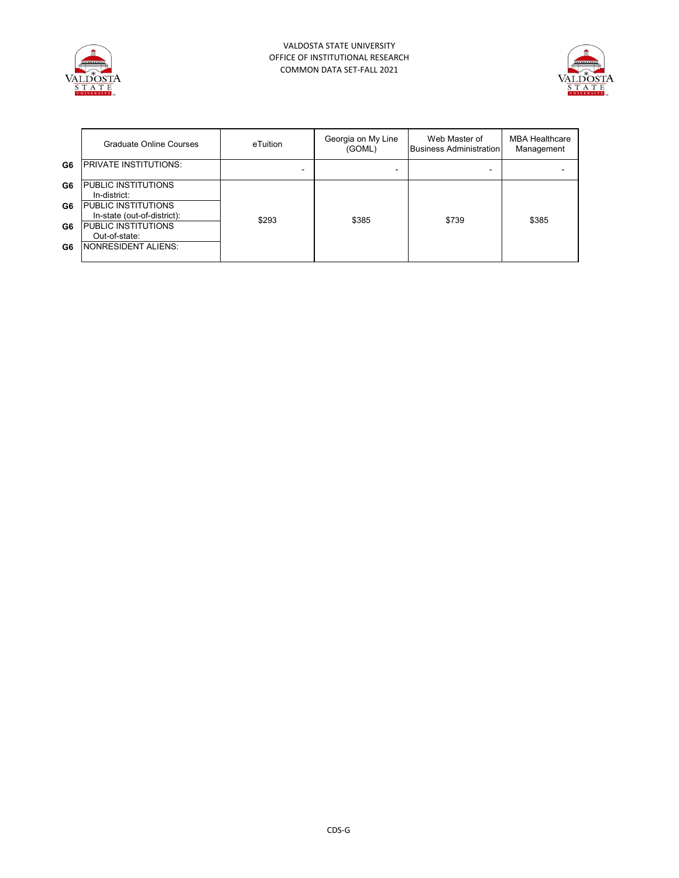VALDOSTA STATE UNIVERSITY
OFFICE OF INSTITUTIONAL RESEARCH
COMMON DATA SET-FALL 2021

| | Graduate Online Courses | eTuition | Georgia on My Line (GOML) | Web Master of Business Administration | MBA Healthcare Management |
|---|---|---|---|---|---|
| G6 | PRIVATE INSTITUTIONS: | - | - | - | - |
| G6 | PUBLIC INSTITUTIONS In-district: | $293 | $385 | $739 | $385 |
| G6 | PUBLIC INSTITUTIONS In-state (out-of-district): | | | | |
| G6 | PUBLIC INSTITUTIONS Out-of-state: | | | | |
| G6 | NONRESIDENT ALIENS: | | | | |

CDS-G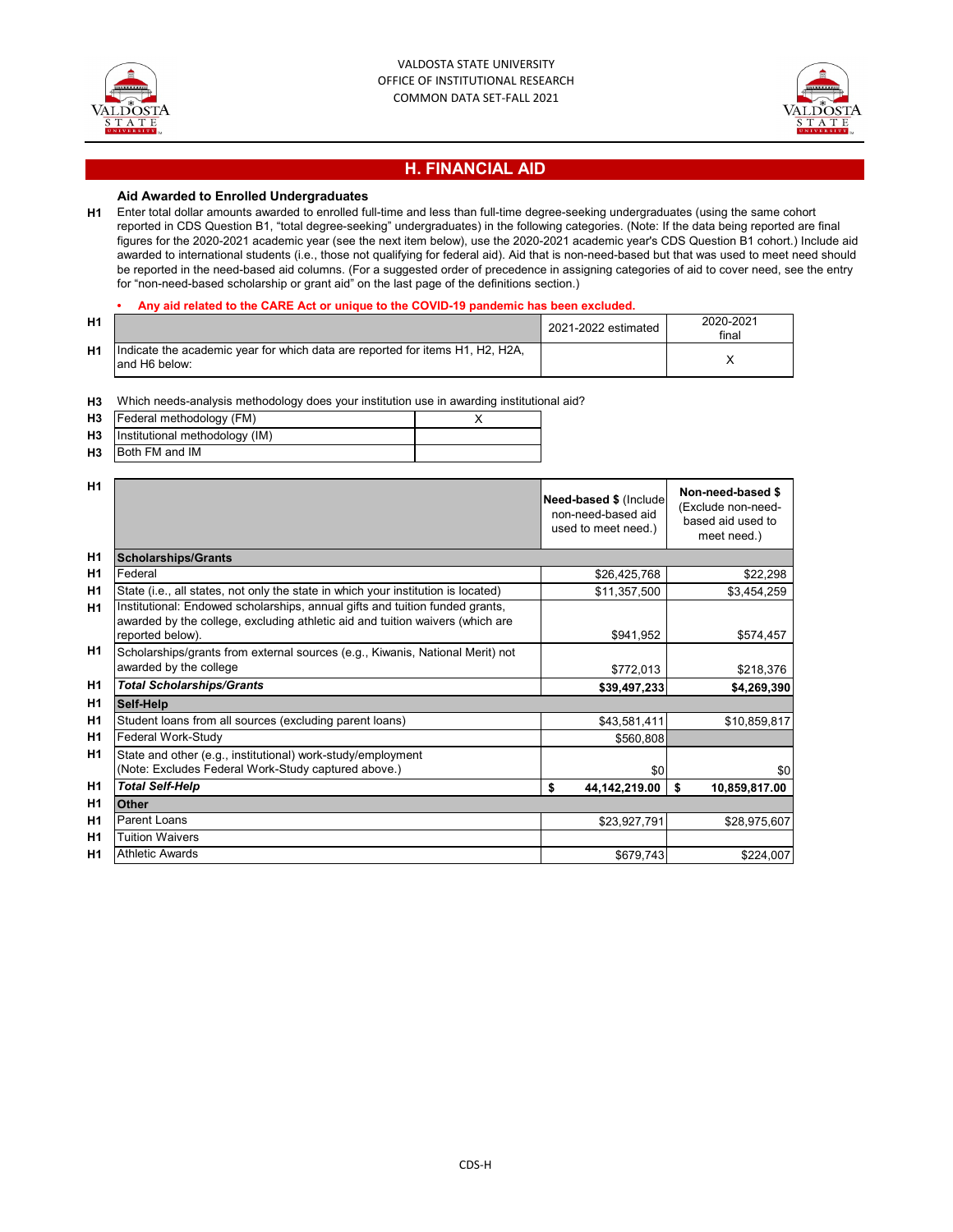VALDOSTA STATE UNIVERSITY
OFFICE OF INSTITUTIONAL RESEARCH
COMMON DATA SET-FALL 2021

## H. FINANCIAL AID

### Aid Awarded to Enrolled Undergraduates

**H1** Enter total dollar amounts awarded to enrolled full-time and less than full-time degree-seeking undergraduates (using the same cohort reported in CDS Question B1, "total degree-seeking" undergraduates) in the following categories. (Note: If the data being reported are final figures for the 2020-2021 academic year (see the next item below), use the 2020-2021 academic year's CDS Question B1 cohort.) Include aid awarded to international students (i.e., those not qualifying for federal aid). Aid that is non-need-based but that was used to meet need should be reported in the need-based aid columns. (For a suggested order of precedence in assigning categories of aid to cover need, see the entry for "non-need-based scholarship or grant aid" on the last page of the definitions section.)

- **Any aid related to the CARE Act or unique to the COVID-19 pandemic has been excluded.**

| | | 2021-2022 estimated | 2020-2021 final |
|---|---|---|---|
| H1 | Indicate the academic year for which data are reported for items H1, H2, H2A, and H6 below: | | X |

**H3** Which needs-analysis methodology does your institution use in awarding institutional aid?

| | | |
|---|---|---|
| H3 | Federal methodology (FM) | X |
| H3 | Institutional methodology (IM) | |
| H3 | Both FM and IM | |

| | | Need-based $ (Include non-need-based aid used to meet need.) | Non-need-based $ (Exclude non-need-based aid used to meet need.) |
|---|---|---|---|
| H1 | **Scholarships/Grants** | | |
| H1 | Federal | $26,425,768 | $22,298 |
| H1 | State (i.e., all states, not only the state in which your institution is located) | $11,357,500 | $3,454,259 |
| H1 | Institutional: Endowed scholarships, annual gifts and tuition funded grants, awarded by the college, excluding athletic aid and tuition waivers (which are reported below). | $941,952 | $574,457 |
| H1 | Scholarships/grants from external sources (e.g., Kiwanis, National Merit) not awarded by the college | $772,013 | $218,376 |
| H1 | ***Total Scholarships/Grants*** | **$39,497,233** | **$4,269,390** |
| H1 | **Self-Help** | | |
| H1 | Student loans from all sources (excluding parent loans) | $43,581,411 | $10,859,817 |
| H1 | Federal Work-Study | $560,808 | |
| H1 | State and other (e.g., institutional) work-study/employment (Note: Excludes Federal Work-Study captured above.) | $0 | $0 |
| H1 | ***Total Self-Help*** | **$ 44,142,219.00** | **$ 10,859,817.00** |
| H1 | **Other** | | |
| H1 | Parent Loans | $23,927,791 | $28,975,607 |
| H1 | Tuition Waivers | | |
| H1 | Athletic Awards | $679,743 | $224,007 |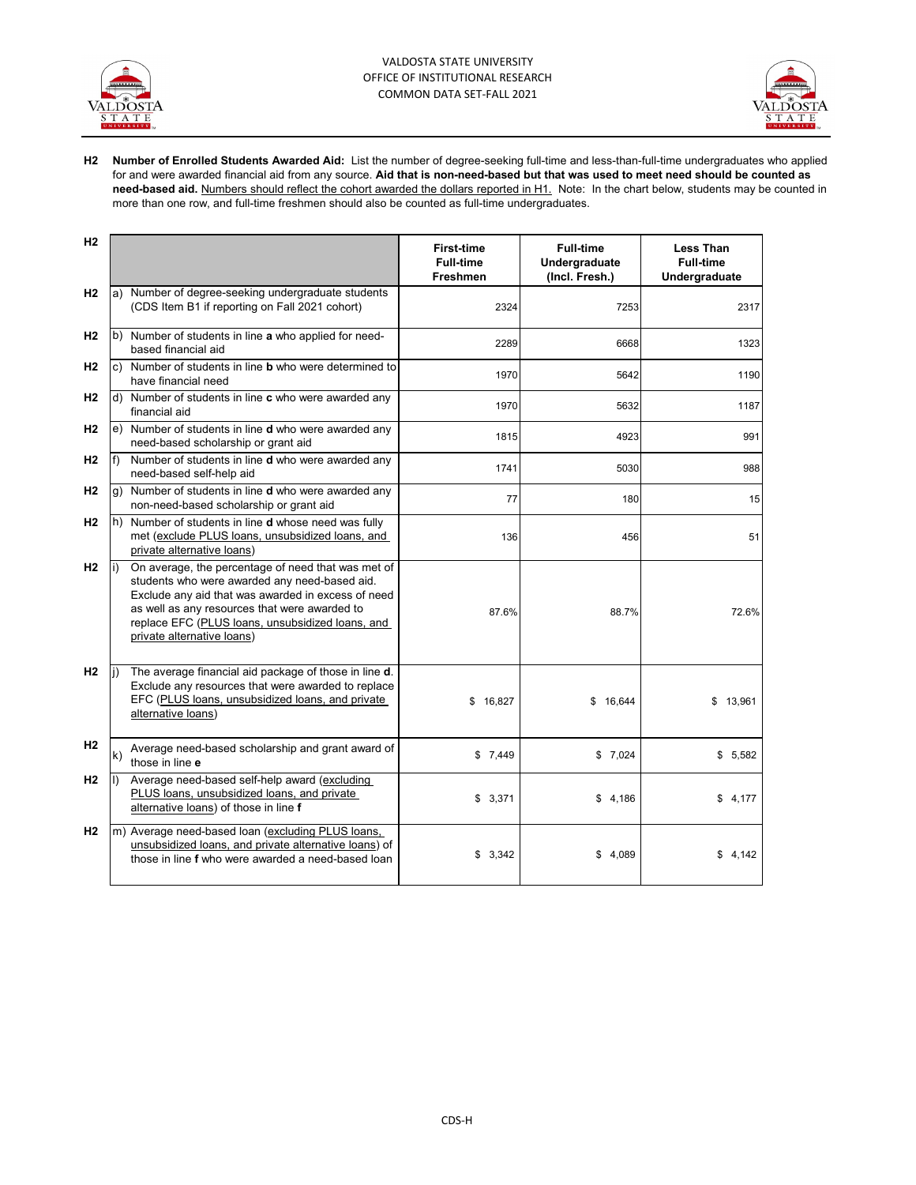**H2 Number of Enrolled Students Awarded Aid:** List the number of degree-seeking full-time and less-than-full-time undergraduates who applied for and were awarded financial aid from any source. **Aid that is non-need-based but that was used to meet need should be counted as need-based aid.** Numbers should reflect the cohort awarded the dollars reported in H1. Note: In the chart below, students may be counted in more than one row, and full-time freshmen should also be counted as full-time undergraduates.

| H2 | | First-time Full-time Freshmen | Full-time Undergraduate (Incl. Fresh.) | Less Than Full-time Undergraduate |
|---|---|---|---|---|
| H2 | a) Number of degree-seeking undergraduate students (CDS Item B1 if reporting on Fall 2021 cohort) | 2324 | 7253 | 2317 |
| H2 | b) Number of students in line **a** who applied for need-based financial aid | 2289 | 6668 | 1323 |
| H2 | c) Number of students in line **b** who were determined to have financial need | 1970 | 5642 | 1190 |
| H2 | d) Number of students in line **c** who were awarded any financial aid | 1970 | 5632 | 1187 |
| H2 | e) Number of students in line **d** who were awarded any need-based scholarship or grant aid | 1815 | 4923 | 991 |
| H2 | f) Number of students in line **d** who were awarded any need-based self-help aid | 1741 | 5030 | 988 |
| H2 | g) Number of students in line **d** who were awarded any non-need-based scholarship or grant aid | 77 | 180 | 15 |
| H2 | h) Number of students in line **d** whose need was fully met (exclude PLUS loans, unsubsidized loans, and private alternative loans) | 136 | 456 | 51 |
| H2 | i) On average, the percentage of need that was met of students who were awarded any need-based aid. Exclude any aid that was awarded in excess of need as well as any resources that were awarded to replace EFC (PLUS loans, unsubsidized loans, and private alternative loans) | 87.6% | 88.7% | 72.6% |
| H2 | j) The average financial aid package of those in line **d**. Exclude any resources that were awarded to replace EFC (PLUS loans, unsubsidized loans, and private alternative loans) | $ 16,827 | $ 16,644 | $ 13,961 |
| H2 | k) Average need-based scholarship and grant award of those in line **e** | $ 7,449 | $ 7,024 | $ 5,582 |
| H2 | l) Average need-based self-help award (excluding PLUS loans, unsubsidized loans, and private alternative loans) of those in line **f** | $ 3,371 | $ 4,186 | $ 4,177 |
| H2 | m) Average need-based loan (excluding PLUS loans, unsubsidized loans, and private alternative loans) of those in line **f** who were awarded a need-based loan | $ 3,342 | $ 4,089 | $ 4,142 |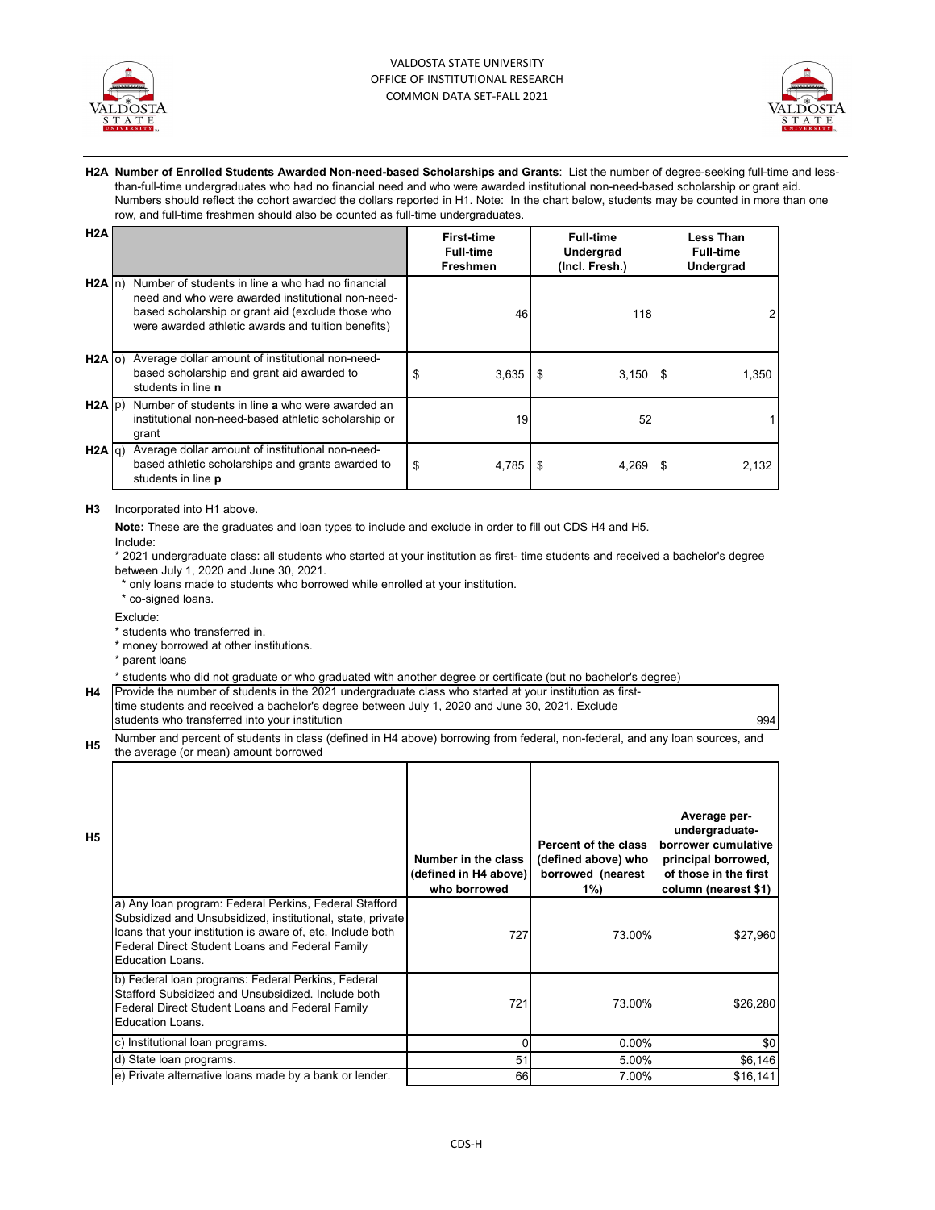**H2A Number of Enrolled Students Awarded Non-need-based Scholarships and Grants**: List the number of degree-seeking full-time and less-than-full-time undergraduates who had no financial need and who were awarded institutional non-need-based scholarship or grant aid. Numbers should reflect the cohort awarded the dollars reported in H1. Note: In the chart below, students may be counted in more than one row, and full-time freshmen should also be counted as full-time undergraduates.

| H2A | | First-time Full-time Freshmen | Full-time Undergrad (Incl. Fresh.) | Less Than Full-time Undergrad |
|---|---|---|---|---|
| H2A | n) Number of students in line **a** who had no financial need and who were awarded institutional non-need-based scholarship or grant aid (exclude those who were awarded athletic awards and tuition benefits) | 46 | 118 | 2 |
| H2A | o) Average dollar amount of institutional non-need-based scholarship and grant aid awarded to students in line **n** | $ 3,635 | $ 3,150 | $ 1,350 |
| H2A | p) Number of students in line **a** who were awarded an institutional non-need-based athletic scholarship or grant | 19 | 52 | 1 |
| H2A | q) Average dollar amount of institutional non-need-based athletic scholarships and grants awarded to students in line **p** | $ 4,785 | $ 4,269 | $ 2,132 |

**H3** Incorporated into H1 above.

**Note:** These are the graduates and loan types to include and exclude in order to fill out CDS H4 and H5.

Include:

* 2021 undergraduate class: all students who started at your institution as first- time students and received a bachelor's degree between July 1, 2020 and June 30, 2021.
* only loans made to students who borrowed while enrolled at your institution.
* co-signed loans.

Exclude:

* students who transferred in.
* money borrowed at other institutions.
* parent loans
* students who did not graduate or who graduated with another degree or certificate (but no bachelor's degree)

| H4 | Provide the number of students in the 2021 undergraduate class who started at your institution as first-time students and received a bachelor's degree between July 1, 2020 and June 30, 2021. Exclude students who transferred into your institution | 994 |
|---|---|---|

**H5** Number and percent of students in class (defined in H4 above) borrowing from federal, non-federal, and any loan sources, and the average (or mean) amount borrowed

| H5 | Number in the class (defined in H4 above) who borrowed | Percent of the class (defined above) who borrowed (nearest 1%) | Average per-undergraduate-borrower cumulative principal borrowed, of those in the first column (nearest $1) |
|---|---|---|---|
| a) Any loan program: Federal Perkins, Federal Stafford Subsidized and Unsubsidized, institutional, state, private loans that your institution is aware of, etc. Include both Federal Direct Student Loans and Federal Family Education Loans. | 727 | 73.00% | $27,960 |
| b) Federal loan programs: Federal Perkins, Federal Stafford Subsidized and Unsubsidized. Include both Federal Direct Student Loans and Federal Family Education Loans. | 721 | 73.00% | $26,280 |
| c) Institutional loan programs. | 0 | 0.00% | $0 |
| d) State loan programs. | 51 | 5.00% | $6,146 |
| e) Private alternative loans made by a bank or lender. | 66 | 7.00% | $16,141 |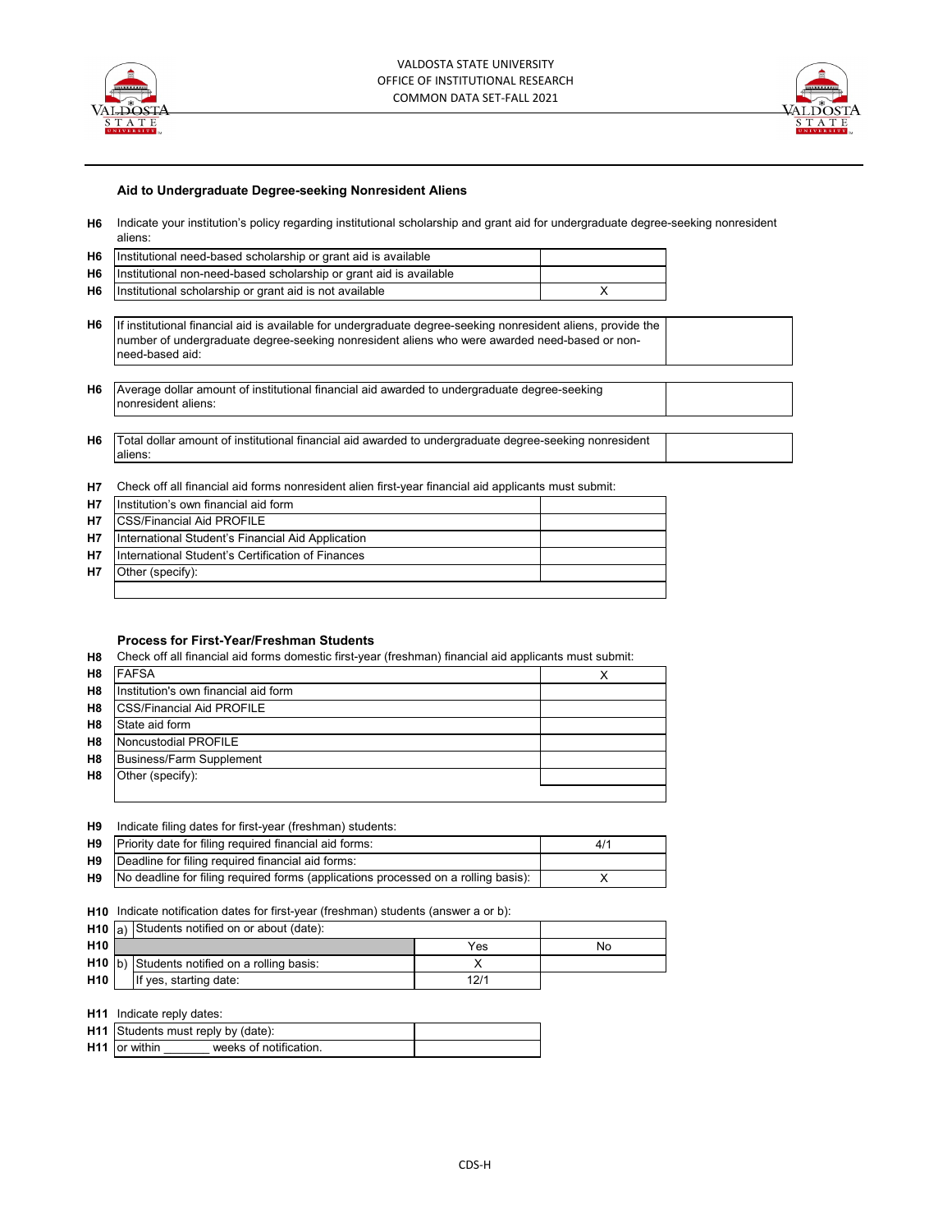### Aid to Undergraduate Degree-seeking Nonresident Aliens

**H6** Indicate your institution's policy regarding institutional scholarship and grant aid for undergraduate degree-seeking nonresident aliens:

| | | |
|---|---|---|
| H6 | Institutional need-based scholarship or grant aid is available | |
| H6 | Institutional non-need-based scholarship or grant aid is available | |
| H6 | Institutional scholarship or grant aid is not available | X |

| | | |
|---|---|---|
| H6 | If institutional financial aid is available for undergraduate degree-seeking nonresident aliens, provide the number of undergraduate degree-seeking nonresident aliens who were awarded need-based or non-need-based aid: | |

| | | |
|---|---|---|
| H6 | Average dollar amount of institutional financial aid awarded to undergraduate degree-seeking nonresident aliens: | |

| | | |
|---|---|---|
| H6 | Total dollar amount of institutional financial aid awarded to undergraduate degree-seeking nonresident aliens: | |

**H7** Check off all financial aid forms nonresident alien first-year financial aid applicants must submit:

| | | |
|---|---|---|
| H7 | Institution's own financial aid form | |
| H7 | CSS/Financial Aid PROFILE | |
| H7 | International Student's Financial Aid Application | |
| H7 | International Student's Certification of Finances | |
| H7 | Other (specify): | |

### Process for First-Year/Freshman Students

**H8** Check off all financial aid forms domestic first-year (freshman) financial aid applicants must submit:

| | | |
|---|---|---|
| H8 | FAFSA | X |
| H8 | Institution's own financial aid form | |
| H8 | CSS/Financial Aid PROFILE | |
| H8 | State aid form | |
| H8 | Noncustodial PROFILE | |
| H8 | Business/Farm Supplement | |
| H8 | Other (specify): | |

**H9** Indicate filing dates for first-year (freshman) students:

| | | |
|---|---|---|
| H9 | Priority date for filing required financial aid forms: | 4/1 |
| H9 | Deadline for filing required financial aid forms: | |
| H9 | No deadline for filing required forms (applications processed on a rolling basis): | X |

**H10** Indicate notification dates for first-year (freshman) students (answer a or b):

| | | | |
|---|---|---|---|
| H10 | a) Students notified on or about (date): | | |
| H10 | | Yes | No |
| H10 | b) Students notified on a rolling basis: | X | |
| H10 | If yes, starting date: | 12/1 | |

**H11** Indicate reply dates:

| | | |
|---|---|---|
| H11 | Students must reply by (date): | |
| H11 | or within _______ weeks of notification. | |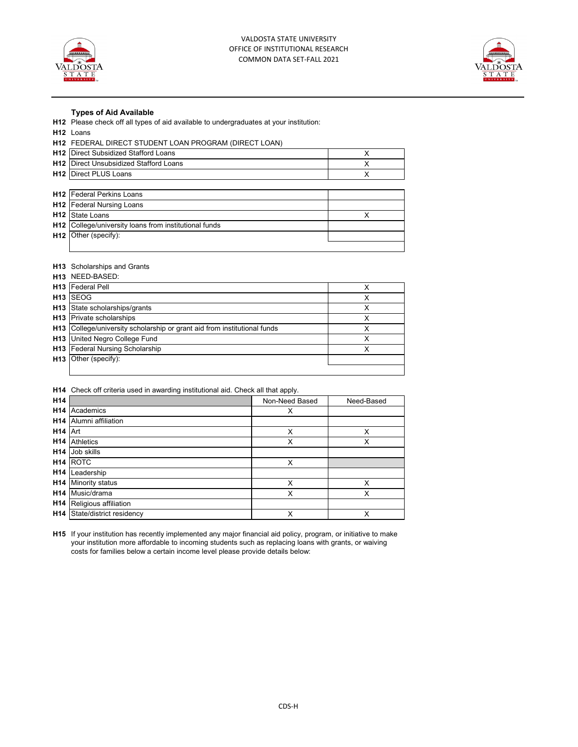VALDOSTA STATE UNIVERSITY
OFFICE OF INSTITUTIONAL RESEARCH
COMMON DATA SET-FALL 2021

### Types of Aid Available

**H12** Please check off all types of aid available to undergraduates at your institution:

**H12** Loans

**H12** FEDERAL DIRECT STUDENT LOAN PROGRAM (DIRECT LOAN)

| | | |
|---|---|---|
| **H12** | Direct Subsidized Stafford Loans | X |
| **H12** | Direct Unsubsidized Stafford Loans | X |
| **H12** | Direct PLUS Loans | X |

| | | |
|---|---|---|
| **H12** | Federal Perkins Loans | |
| **H12** | Federal Nursing Loans | |
| **H12** | State Loans | X |
| **H12** | College/university loans from institutional funds | |
| **H12** | Other (specify): | |

**H13** Scholarships and Grants

**H13** NEED-BASED:

| | | |
|---|---|---|
| **H13** | Federal Pell | X |
| **H13** | SEOG | X |
| **H13** | State scholarships/grants | X |
| **H13** | Private scholarships | X |
| **H13** | College/university scholarship or grant aid from institutional funds | X |
| **H13** | United Negro College Fund | X |
| **H13** | Federal Nursing Scholarship | X |
| **H13** | Other (specify): | |

**H14** Check off criteria used in awarding institutional aid. Check all that apply.

| | | Non-Need Based | Need-Based |
|---|---|---|---|
| **H14** | Academics | X | |
| **H14** | Alumni affiliation | | |
| **H14** | Art | X | X |
| **H14** | Athletics | X | X |
| **H14** | Job skills | | |
| **H14** | ROTC | X | |
| **H14** | Leadership | | |
| **H14** | Minority status | X | X |
| **H14** | Music/drama | X | X |
| **H14** | Religious affiliation | | |
| **H14** | State/district residency | X | X |

**H15** If your institution has recently implemented any major financial aid policy, program, or initiative to make your institution more affordable to incoming students such as replacing loans with grants, or waiving costs for families below a certain income level please provide details below: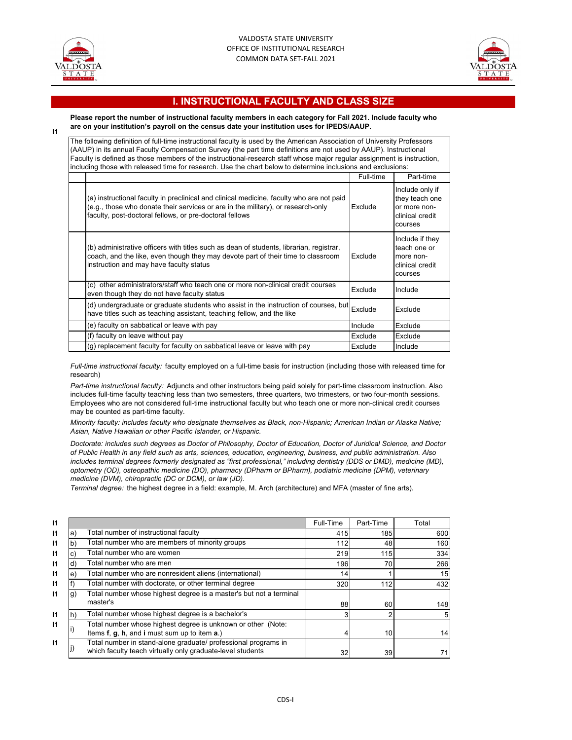# I. INSTRUCTIONAL FACULTY AND CLASS SIZE

**Please report the number of instructional faculty members in each category for Fall 2021. Include faculty who are on your institution's payroll on the census date your institution uses for IPEDS/AAUP.**

I1

The following definition of full-time instructional faculty is used by the American Association of University Professors (AAUP) in its annual Faculty Compensation Survey (the part time definitions are not used by AAUP). Instructional Faculty is defined as those members of the instructional-research staff whose major regular assignment is instruction, including those with released time for research. Use the chart below to determine inclusions and exclusions:

| | Full-time | Part-time |
|---|---|---|
| (a) instructional faculty in preclinical and clinical medicine, faculty who are not paid (e.g., those who donate their services or are in the military), or research-only faculty, post-doctoral fellows, or pre-doctoral fellows | Exclude | Include only if they teach one or more non-clinical credit courses |
| (b) administrative officers with titles such as dean of students, librarian, registrar, coach, and the like, even though they may devote part of their time to classroom instruction and may have faculty status | Exclude | Include if they teach one or more non-clinical credit courses |
| (c) other administrators/staff who teach one or more non-clinical credit courses even though they do not have faculty status | Exclude | Include |
| (d) undergraduate or graduate students who assist in the instruction of courses, but have titles such as teaching assistant, teaching fellow, and the like | Exclude | Exclude |
| (e) faculty on sabbatical or leave with pay | Include | Exclude |
| (f) faculty on leave without pay | Exclude | Exclude |
| (g) replacement faculty for faculty on sabbatical leave or leave with pay | Exclude | Include |

*Full-time instructional faculty:* faculty employed on a full-time basis for instruction (including those with released time for research)

*Part-time instructional faculty:* Adjuncts and other instructors being paid solely for part-time classroom instruction. Also includes full-time faculty teaching less than two semesters, three quarters, two trimesters, or two four-month sessions. Employees who are not considered full-time instructional faculty but who teach one or more non-clinical credit courses may be counted as part-time faculty.

*Minority faculty: includes faculty who designate themselves as Black, non-Hispanic; American Indian or Alaska Native; Asian, Native Hawaiian or other Pacific Islander, or Hispanic.*

*Doctorate: includes such degrees as Doctor of Philosophy, Doctor of Education, Doctor of Juridical Science, and Doctor of Public Health in any field such as arts, sciences, education, engineering, business, and public administration. Also includes terminal degrees formerly designated as "first professional," including dentistry (DDS or DMD), medicine (MD), optometry (OD), osteopathic medicine (DO), pharmacy (DPharm or BPharm), podiatric medicine (DPM), veterinary medicine (DVM), chiropractic (DC or DCM), or law (JD).*

*Terminal degree:* the highest degree in a field: example, M. Arch (architecture) and MFA (master of fine arts).

| | | | Full-Time | Part-Time | Total |
|---|---|---|---|---|---|
| I1 | a) | Total number of instructional faculty | 415 | 185 | 600 |
| I1 | b) | Total number who are members of minority groups | 112 | 48 | 160 |
| I1 | c) | Total number who are women | 219 | 115 | 334 |
| I1 | d) | Total number who are men | 196 | 70 | 266 |
| I1 | e) | Total number who are nonresident aliens (international) | 14 | 1 | 15 |
| I1 | f) | Total number with doctorate, or other terminal degree | 320 | 112 | 432 |
| I1 | g) | Total number whose highest degree is a master's but not a terminal master's | 88 | 60 | 148 |
| I1 | h) | Total number whose highest degree is a bachelor's | 3 | 2 | 5 |
| I1 | i) | Total number whose highest degree is unknown or other (Note: Items **f**, **g**, **h**, and **i** must sum up to item **a**.) | 4 | 10 | 14 |
| I1 | j) | Total number in stand-alone graduate/ professional programs in which faculty teach virtually only graduate-level students | 32 | 39 | 71 |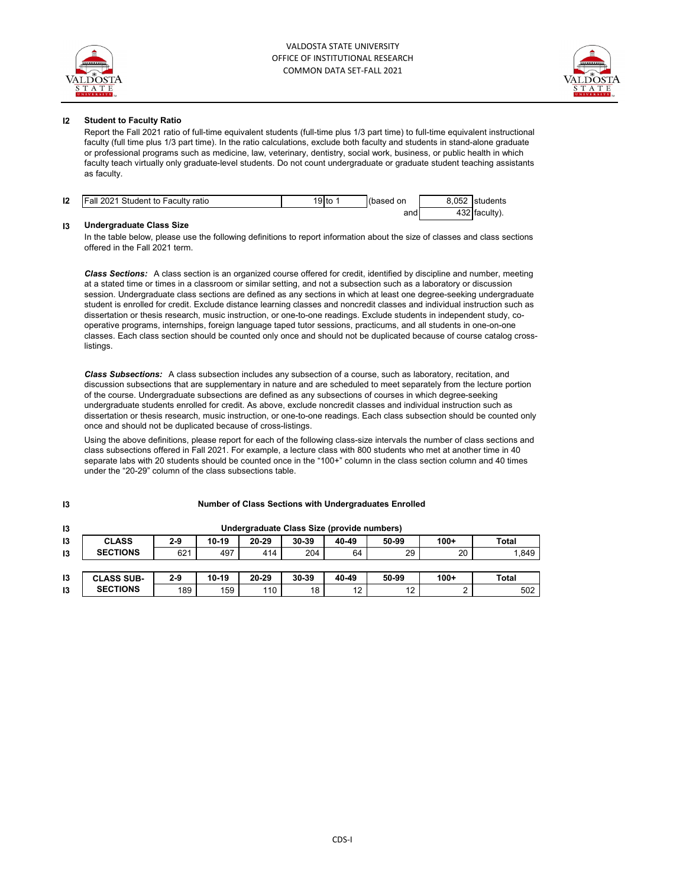VALDOSTA STATE UNIVERSITY
OFFICE OF INSTITUTIONAL RESEARCH
COMMON DATA SET-FALL 2021

**I2 Student to Faculty Ratio**

Report the Fall 2021 ratio of full-time equivalent students (full-time plus 1/3 part time) to full-time equivalent instructional faculty (full time plus 1/3 part time). In the ratio calculations, exclude both faculty and students in stand-alone graduate or professional programs such as medicine, law, veterinary, dentistry, social work, business, or public health in which faculty teach virtually only graduate-level students. Do not count undergraduate or graduate student teaching assistants as faculty.

| I2 | Fall 2021 Student to Faculty ratio | 19 | to 1 | (based on | 8,052 | students |
|---|---|---|---|---|---|---|
| | | | | and | 432 | faculty). |

**I3 Undergraduate Class Size**

In the table below, please use the following definitions to report information about the size of classes and class sections offered in the Fall 2021 term.

***Class Sections:*** A class section is an organized course offered for credit, identified by discipline and number, meeting at a stated time or times in a classroom or similar setting, and not a subsection such as a laboratory or discussion session. Undergraduate class sections are defined as any sections in which at least one degree-seeking undergraduate student is enrolled for credit. Exclude distance learning classes and noncredit classes and individual instruction such as dissertation or thesis research, music instruction, or one-to-one readings. Exclude students in independent study, co-operative programs, internships, foreign language taped tutor sessions, practicums, and all students in one-on-one classes. Each class section should be counted only once and should not be duplicated because of course catalog cross-listings.

***Class Subsections:*** A class subsection includes any subsection of a course, such as laboratory, recitation, and discussion subsections that are supplementary in nature and are scheduled to meet separately from the lecture portion of the course. Undergraduate subsections are defined as any subsections of courses in which degree-seeking undergraduate students enrolled for credit. As above, exclude noncredit classes and individual instruction such as dissertation or thesis research, music instruction, or one-to-one readings. Each class subsection should be counted only once and should not be duplicated because of cross-listings.

Using the above definitions, please report for each of the following class-size intervals the number of class sections and class subsections offered in Fall 2021. For example, a lecture class with 800 students who met at another time in 40 separate labs with 20 students should be counted once in the "100+" column in the class section column and 40 times under the "20-29" column of the class subsections table.

**I3 Number of Class Sections with Undergraduates Enrolled**

**I3 Undergraduate Class Size (provide numbers)**

| | | 2-9 | 10-19 | 20-29 | 30-39 | 40-49 | 50-99 | 100+ | Total |
|---|---|---|---|---|---|---|---|---|---|
| I3 | CLASS SECTIONS | 621 | 497 | 414 | 204 | 64 | 29 | 20 | 1,849 |

| | | 2-9 | 10-19 | 20-29 | 30-39 | 40-49 | 50-99 | 100+ | Total |
|---|---|---|---|---|---|---|---|---|---|
| I3 | CLASS SUB-SECTIONS | 189 | 159 | 110 | 18 | 12 | 12 | 2 | 502 |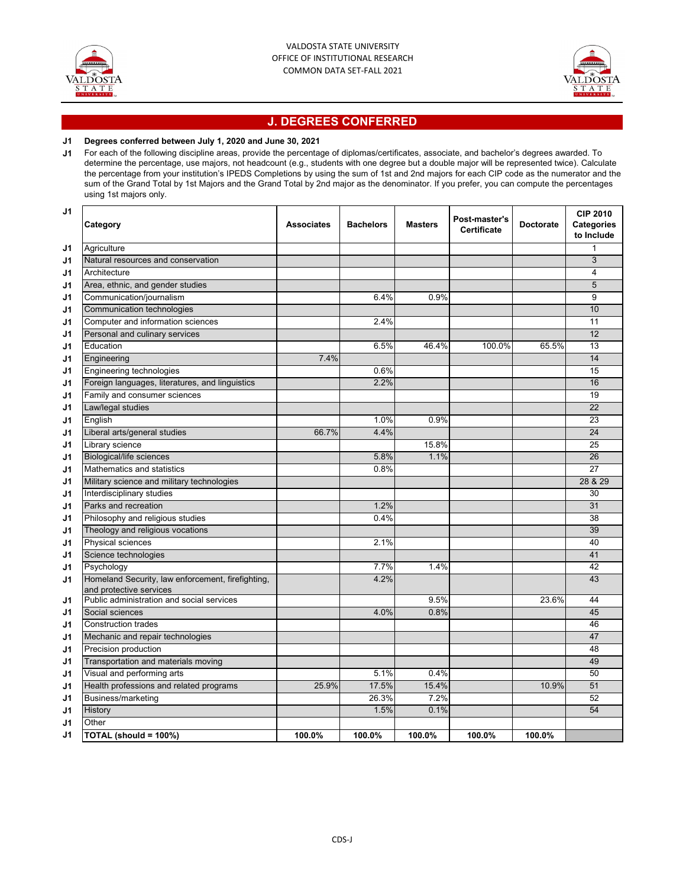VALDOSTA STATE UNIVERSITY
OFFICE OF INSTITUTIONAL RESEARCH
COMMON DATA SET-FALL 2021

## J. DEGREES CONFERRED

**J1 Degrees conferred between July 1, 2020 and June 30, 2021**

J1 For each of the following discipline areas, provide the percentage of diplomas/certificates, associate, and bachelor's degrees awarded. To determine the percentage, use majors, not headcount (e.g., students with one degree but a double major will be represented twice). Calculate the percentage from your institution's IPEDS Completions by using the sum of 1st and 2nd majors for each CIP code as the numerator and the sum of the Grand Total by 1st Majors and the Grand Total by 2nd major as the denominator. If you prefer, you can compute the percentages using 1st majors only.

| | Category | Associates | Bachelors | Masters | Post-master's Certificate | Doctorate | CIP 2010 Categories to Include |
|---|---|---|---|---|---|---|---|
| J1 | Agriculture | | | | | | 1 |
| J1 | Natural resources and conservation | | | | | | 3 |
| J1 | Architecture | | | | | | 4 |
| J1 | Area, ethnic, and gender studies | | | | | | 5 |
| J1 | Communication/journalism | | 6.4% | 0.9% | | | 9 |
| J1 | Communication technologies | | | | | | 10 |
| J1 | Computer and information sciences | | 2.4% | | | | 11 |
| J1 | Personal and culinary services | | | | | | 12 |
| J1 | Education | | 6.5% | 46.4% | 100.0% | 65.5% | 13 |
| J1 | Engineering | 7.4% | | | | | 14 |
| J1 | Engineering technologies | | 0.6% | | | | 15 |
| J1 | Foreign languages, literatures, and linguistics | | 2.2% | | | | 16 |
| J1 | Family and consumer sciences | | | | | | 19 |
| J1 | Law/legal studies | | | | | | 22 |
| J1 | English | | 1.0% | 0.9% | | | 23 |
| J1 | Liberal arts/general studies | 66.7% | 4.4% | | | | 24 |
| J1 | Library science | | | 15.8% | | | 25 |
| J1 | Biological/life sciences | | 5.8% | 1.1% | | | 26 |
| J1 | Mathematics and statistics | | 0.8% | | | | 27 |
| J1 | Military science and military technologies | | | | | | 28 & 29 |
| J1 | Interdisciplinary studies | | | | | | 30 |
| J1 | Parks and recreation | | 1.2% | | | | 31 |
| J1 | Philosophy and religious studies | | 0.4% | | | | 38 |
| J1 | Theology and religious vocations | | | | | | 39 |
| J1 | Physical sciences | | 2.1% | | | | 40 |
| J1 | Science technologies | | | | | | 41 |
| J1 | Psychology | | 7.7% | 1.4% | | | 42 |
| J1 | Homeland Security, law enforcement, firefighting, and protective services | | 4.2% | | | | 43 |
| J1 | Public administration and social services | | | 9.5% | | 23.6% | 44 |
| J1 | Social sciences | | 4.0% | 0.8% | | | 45 |
| J1 | Construction trades | | | | | | 46 |
| J1 | Mechanic and repair technologies | | | | | | 47 |
| J1 | Precision production | | | | | | 48 |
| J1 | Transportation and materials moving | | | | | | 49 |
| J1 | Visual and performing arts | | 5.1% | 0.4% | | | 50 |
| J1 | Health professions and related programs | 25.9% | 17.5% | 15.4% | | 10.9% | 51 |
| J1 | Business/marketing | | 26.3% | 7.2% | | | 52 |
| J1 | History | | 1.5% | 0.1% | | | 54 |
| J1 | Other | | | | | | |
| J1 | **TOTAL (should = 100%)** | **100.0%** | **100.0%** | **100.0%** | **100.0%** | **100.0%** | |

CDS-J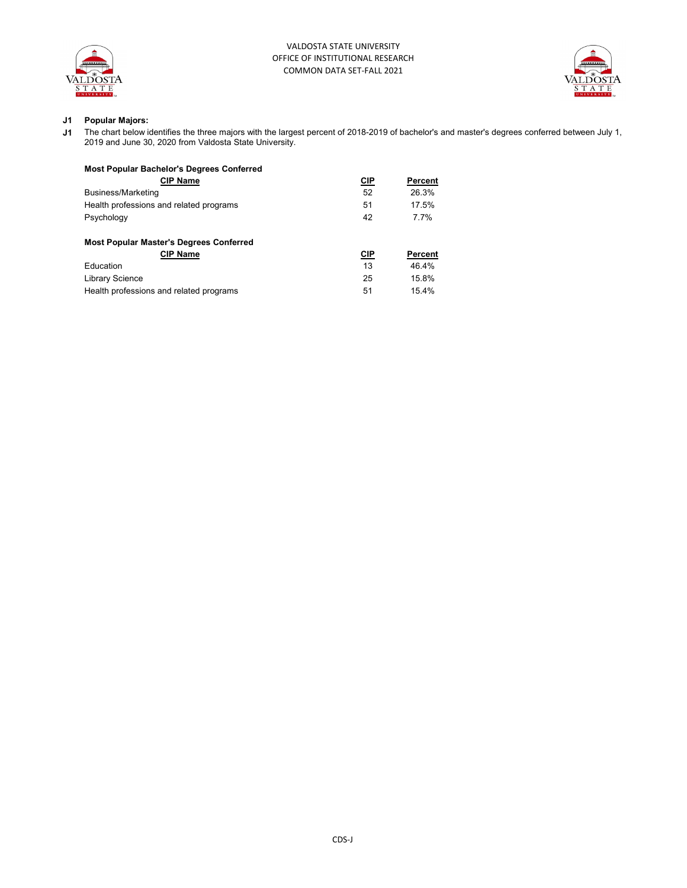## J1 Popular Majors:

**J1** The chart below identifies the three majors with the largest percent of 2018-2019 of bachelor's and master's degrees conferred between July 1, 2019 and June 30, 2020 from Valdosta State University.

**Most Popular Bachelor's Degrees Conferred**

| CIP Name | CIP | Percent |
|---|---|---|
| Business/Marketing | 52 | 26.3% |
| Health professions and related programs | 51 | 17.5% |
| Psychology | 42 | 7.7% |

**Most Popular Master's Degrees Conferred**

| CIP Name | CIP | Percent |
|---|---|---|
| Education | 13 | 46.4% |
| Library Science | 25 | 15.8% |
| Health professions and related programs | 51 | 15.4% |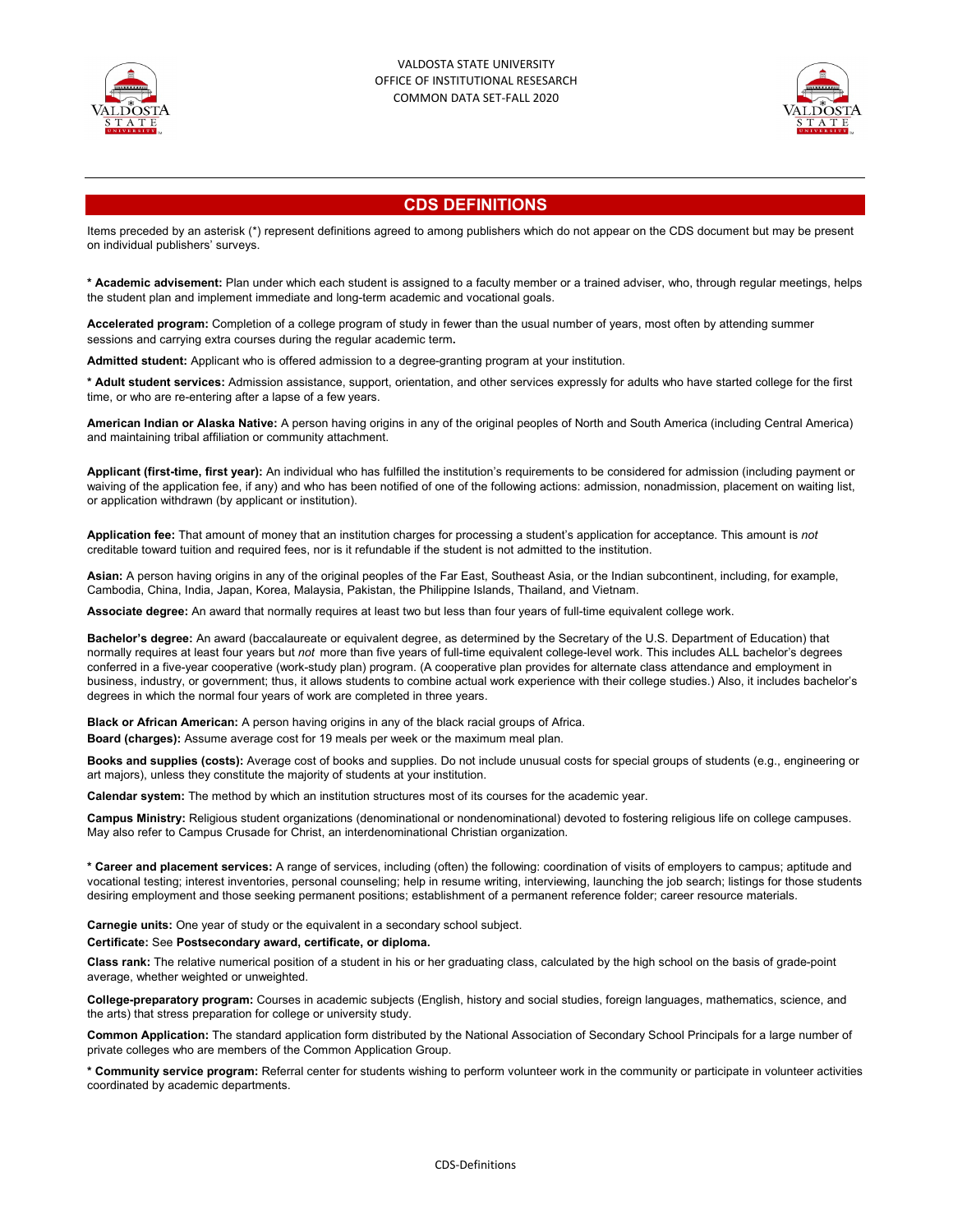## CDS DEFINITIONS

Items preceded by an asterisk (*) represent definitions agreed to among publishers which do not appear on the CDS document but may be present on individual publishers' surveys.

**\* Academic advisement:** Plan under which each student is assigned to a faculty member or a trained adviser, who, through regular meetings, helps the student plan and implement immediate and long-term academic and vocational goals.

**Accelerated program:** Completion of a college program of study in fewer than the usual number of years, most often by attending summer sessions and carrying extra courses during the regular academic term**.**

**Admitted student:** Applicant who is offered admission to a degree-granting program at your institution.

**\* Adult student services:** Admission assistance, support, orientation, and other services expressly for adults who have started college for the first time, or who are re-entering after a lapse of a few years.

**American Indian or Alaska Native:** A person having origins in any of the original peoples of North and South America (including Central America) and maintaining tribal affiliation or community attachment.

**Applicant (first-time, first year):** An individual who has fulfilled the institution's requirements to be considered for admission (including payment or waiving of the application fee, if any) and who has been notified of one of the following actions: admission, nonadmission, placement on waiting list, or application withdrawn (by applicant or institution).

**Application fee:** That amount of money that an institution charges for processing a student's application for acceptance. This amount is *not* creditable toward tuition and required fees, nor is it refundable if the student is not admitted to the institution.

**Asian:** A person having origins in any of the original peoples of the Far East, Southeast Asia, or the Indian subcontinent, including, for example, Cambodia, China, India, Japan, Korea, Malaysia, Pakistan, the Philippine Islands, Thailand, and Vietnam.

**Associate degree:** An award that normally requires at least two but less than four years of full-time equivalent college work.

**Bachelor's degree:** An award (baccalaureate or equivalent degree, as determined by the Secretary of the U.S. Department of Education) that normally requires at least four years but *not* more than five years of full-time equivalent college-level work. This includes ALL bachelor's degrees conferred in a five-year cooperative (work-study plan) program. (A cooperative plan provides for alternate class attendance and employment in business, industry, or government; thus, it allows students to combine actual work experience with their college studies.) Also, it includes bachelor's degrees in which the normal four years of work are completed in three years.

**Black or African American:** A person having origins in any of the black racial groups of Africa.

**Board (charges):** Assume average cost for 19 meals per week or the maximum meal plan.

**Books and supplies (costs):** Average cost of books and supplies. Do not include unusual costs for special groups of students (e.g., engineering or art majors), unless they constitute the majority of students at your institution.

**Calendar system:** The method by which an institution structures most of its courses for the academic year.

**Campus Ministry:** Religious student organizations (denominational or nondenominational) devoted to fostering religious life on college campuses. May also refer to Campus Crusade for Christ, an interdenominational Christian organization.

**\* Career and placement services:** A range of services, including (often) the following: coordination of visits of employers to campus; aptitude and vocational testing; interest inventories, personal counseling; help in resume writing, interviewing, launching the job search; listings for those students desiring employment and those seeking permanent positions; establishment of a permanent reference folder; career resource materials.

**Carnegie units:** One year of study or the equivalent in a secondary school subject.

**Certificate:** See **Postsecondary award, certificate, or diploma.**

**Class rank:** The relative numerical position of a student in his or her graduating class, calculated by the high school on the basis of grade-point average, whether weighted or unweighted.

**College-preparatory program:** Courses in academic subjects (English, history and social studies, foreign languages, mathematics, science, and the arts) that stress preparation for college or university study.

**Common Application:** The standard application form distributed by the National Association of Secondary School Principals for a large number of private colleges who are members of the Common Application Group.

**\* Community service program:** Referral center for students wishing to perform volunteer work in the community or participate in volunteer activities coordinated by academic departments.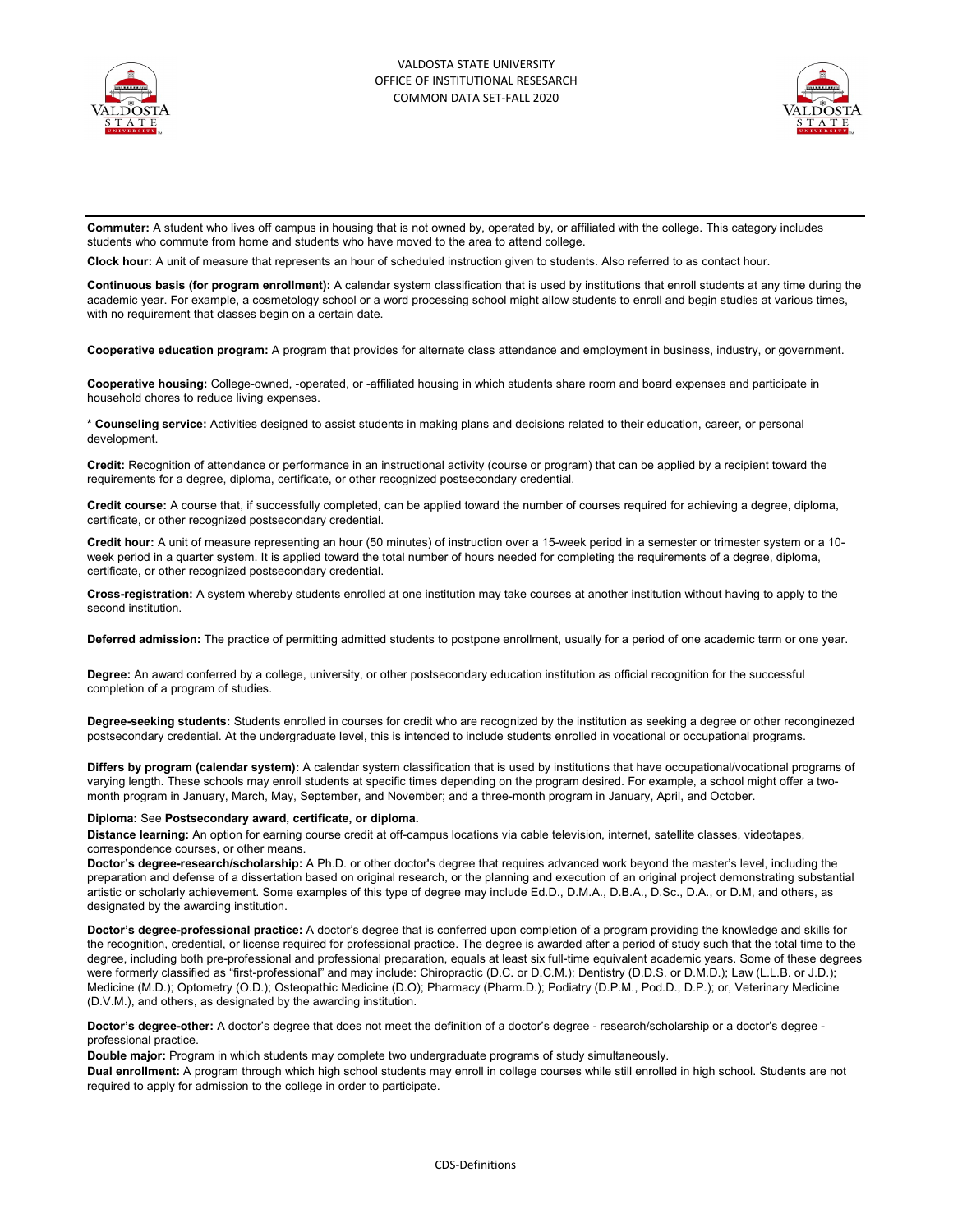**Commuter:** A student who lives off campus in housing that is not owned by, operated by, or affiliated with the college. This category includes students who commute from home and students who have moved to the area to attend college.

**Clock hour:** A unit of measure that represents an hour of scheduled instruction given to students. Also referred to as contact hour.

**Continuous basis (for program enrollment):** A calendar system classification that is used by institutions that enroll students at any time during the academic year. For example, a cosmetology school or a word processing school might allow students to enroll and begin studies at various times, with no requirement that classes begin on a certain date.

**Cooperative education program:** A program that provides for alternate class attendance and employment in business, industry, or government.

**Cooperative housing:** College-owned, -operated, or -affiliated housing in which students share room and board expenses and participate in household chores to reduce living expenses.

**\* Counseling service:** Activities designed to assist students in making plans and decisions related to their education, career, or personal development.

**Credit:** Recognition of attendance or performance in an instructional activity (course or program) that can be applied by a recipient toward the requirements for a degree, diploma, certificate, or other recognized postsecondary credential.

**Credit course:** A course that, if successfully completed, can be applied toward the number of courses required for achieving a degree, diploma, certificate, or other recognized postsecondary credential.

**Credit hour:** A unit of measure representing an hour (50 minutes) of instruction over a 15-week period in a semester or trimester system or a 10-week period in a quarter system. It is applied toward the total number of hours needed for completing the requirements of a degree, diploma, certificate, or other recognized postsecondary credential.

**Cross-registration:** A system whereby students enrolled at one institution may take courses at another institution without having to apply to the second institution.

**Deferred admission:** The practice of permitting admitted students to postpone enrollment, usually for a period of one academic term or one year.

**Degree:** An award conferred by a college, university, or other postsecondary education institution as official recognition for the successful completion of a program of studies.

**Degree-seeking students:** Students enrolled in courses for credit who are recognized by the institution as seeking a degree or other reconginezed postsecondary credential. At the undergraduate level, this is intended to include students enrolled in vocational or occupational programs.

**Differs by program (calendar system):** A calendar system classification that is used by institutions that have occupational/vocational programs of varying length. These schools may enroll students at specific times depending on the program desired. For example, a school might offer a two-month program in January, March, May, September, and November; and a three-month program in January, April, and October.

**Diploma:** See **Postsecondary award, certificate, or diploma.**

**Distance learning:** An option for earning course credit at off-campus locations via cable television, internet, satellite classes, videotapes, correspondence courses, or other means.

**Doctor's degree-research/scholarship:** A Ph.D. or other doctor's degree that requires advanced work beyond the master's level, including the preparation and defense of a dissertation based on original research, or the planning and execution of an original project demonstrating substantial artistic or scholarly achievement. Some examples of this type of degree may include Ed.D., D.M.A., D.B.A., D.Sc., D.A., or D.M, and others, as designated by the awarding institution.

**Doctor's degree-professional practice:** A doctor's degree that is conferred upon completion of a program providing the knowledge and skills for the recognition, credential, or license required for professional practice. The degree is awarded after a period of study such that the total time to the degree, including both pre-professional and professional preparation, equals at least six full-time equivalent academic years. Some of these degrees were formerly classified as "first-professional" and may include: Chiropractic (D.C. or D.C.M.); Dentistry (D.D.S. or D.M.D.); Law (L.L.B. or J.D.); Medicine (M.D.); Optometry (O.D.); Osteopathic Medicine (D.O); Pharmacy (Pharm.D.); Podiatry (D.P.M., Pod.D., D.P.); or, Veterinary Medicine (D.V.M.), and others, as designated by the awarding institution.

**Doctor's degree-other:** A doctor's degree that does not meet the definition of a doctor's degree - research/scholarship or a doctor's degree - professional practice.

**Double major:** Program in which students may complete two undergraduate programs of study simultaneously.

**Dual enrollment:** A program through which high school students may enroll in college courses while still enrolled in high school. Students are not required to apply for admission to the college in order to participate.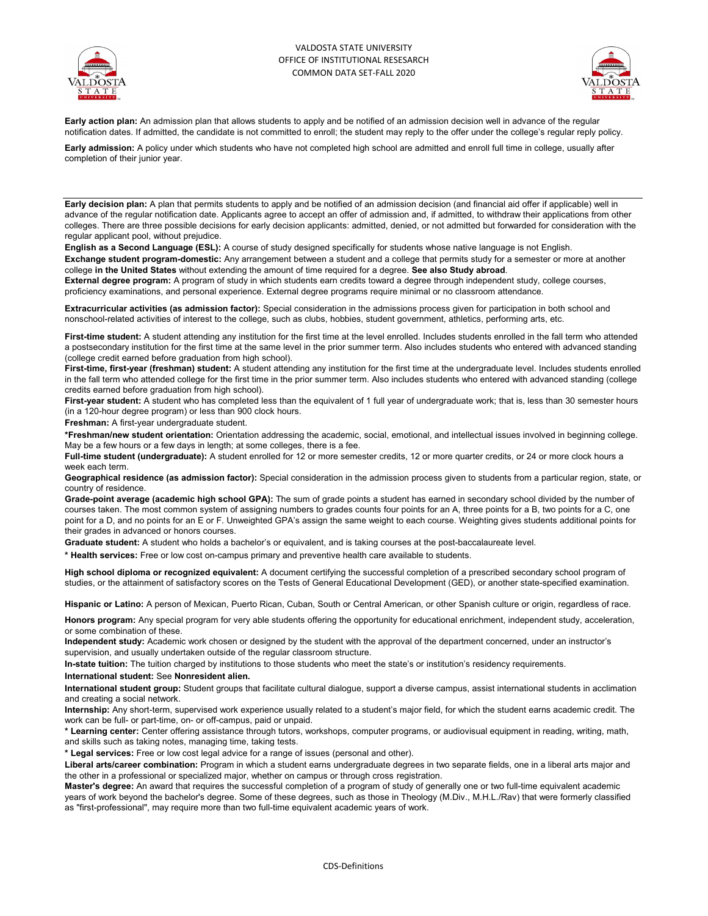**Early action plan:** An admission plan that allows students to apply and be notified of an admission decision well in advance of the regular notification dates. If admitted, the candidate is not committed to enroll; the student may reply to the offer under the college's regular reply policy.

**Early admission:** A policy under which students who have not completed high school are admitted and enroll full time in college, usually after completion of their junior year.

**Early decision plan:** A plan that permits students to apply and be notified of an admission decision (and financial aid offer if applicable) well in advance of the regular notification date. Applicants agree to accept an offer of admission and, if admitted, to withdraw their applications from other colleges. There are three possible decisions for early decision applicants: admitted, denied, or not admitted but forwarded for consideration with the regular applicant pool, without prejudice.

**English as a Second Language (ESL):** A course of study designed specifically for students whose native language is not English.

**Exchange student program-domestic:** Any arrangement between a student and a college that permits study for a semester or more at another college **in the United States** without extending the amount of time required for a degree. **See also Study abroad**.

**External degree program:** A program of study in which students earn credits toward a degree through independent study, college courses, proficiency examinations, and personal experience. External degree programs require minimal or no classroom attendance.

**Extracurricular activities (as admission factor):** Special consideration in the admissions process given for participation in both school and nonschool-related activities of interest to the college, such as clubs, hobbies, student government, athletics, performing arts, etc.

**First-time student:** A student attending any institution for the first time at the level enrolled. Includes students enrolled in the fall term who attended a postsecondary institution for the first time at the same level in the prior summer term. Also includes students who entered with advanced standing (college credit earned before graduation from high school).

**First-time, first-year (freshman) student:** A student attending any institution for the first time at the undergraduate level. Includes students enrolled in the fall term who attended college for the first time in the prior summer term. Also includes students who entered with advanced standing (college credits earned before graduation from high school).

**First-year student:** A student who has completed less than the equivalent of 1 full year of undergraduate work; that is, less than 30 semester hours (in a 120-hour degree program) or less than 900 clock hours.

**Freshman:** A first-year undergraduate student.

**\*Freshman/new student orientation:** Orientation addressing the academic, social, emotional, and intellectual issues involved in beginning college. May be a few hours or a few days in length; at some colleges, there is a fee.

**Full-time student (undergraduate):** A student enrolled for 12 or more semester credits, 12 or more quarter credits, or 24 or more clock hours a week each term.

**Geographical residence (as admission factor):** Special consideration in the admission process given to students from a particular region, state, or country of residence.

**Grade-point average (academic high school GPA):** The sum of grade points a student has earned in secondary school divided by the number of courses taken. The most common system of assigning numbers to grades counts four points for an A, three points for a B, two points for a C, one point for a D, and no points for an E or F. Unweighted GPA's assign the same weight to each course. Weighting gives students additional points for their grades in advanced or honors courses.

**Graduate student:** A student who holds a bachelor's or equivalent, and is taking courses at the post-baccalaureate level.

**\* Health services:** Free or low cost on-campus primary and preventive health care available to students.

**High school diploma or recognized equivalent:** A document certifying the successful completion of a prescribed secondary school program of studies, or the attainment of satisfactory scores on the Tests of General Educational Development (GED), or another state-specified examination.

**Hispanic or Latino:** A person of Mexican, Puerto Rican, Cuban, South or Central American, or other Spanish culture or origin, regardless of race.

**Honors program:** Any special program for very able students offering the opportunity for educational enrichment, independent study, acceleration, or some combination of these.

**Independent study:** Academic work chosen or designed by the student with the approval of the department concerned, under an instructor's supervision, and usually undertaken outside of the regular classroom structure.

**In-state tuition:** The tuition charged by institutions to those students who meet the state's or institution's residency requirements.

**International student:** See **Nonresident alien.**

**International student group:** Student groups that facilitate cultural dialogue, support a diverse campus, assist international students in acclimation and creating a social network.

**Internship:** Any short-term, supervised work experience usually related to a student's major field, for which the student earns academic credit. The work can be full- or part-time, on- or off-campus, paid or unpaid.

**\* Learning center:** Center offering assistance through tutors, workshops, computer programs, or audiovisual equipment in reading, writing, math, and skills such as taking notes, managing time, taking tests.

**\* Legal services:** Free or low cost legal advice for a range of issues (personal and other).

**Liberal arts/career combination:** Program in which a student earns undergraduate degrees in two separate fields, one in a liberal arts major and the other in a professional or specialized major, whether on campus or through cross registration.

**Master's degree:** An award that requires the successful completion of a program of study of generally one or two full-time equivalent academic years of work beyond the bachelor's degree. Some of these degrees, such as those in Theology (M.Div., M.H.L./Rav) that were formerly classified as "first-professional", may require more than two full-time equivalent academic years of work.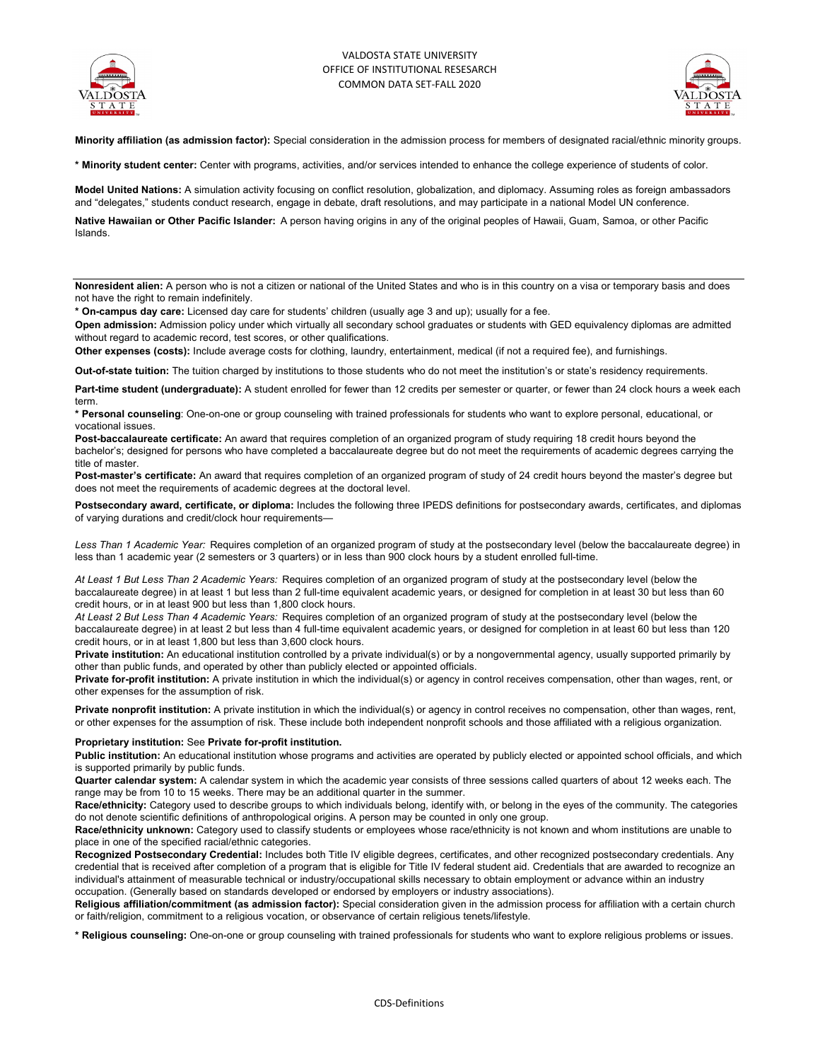**Minority affiliation (as admission factor):** Special consideration in the admission process for members of designated racial/ethnic minority groups.

* **Minority student center:** Center with programs, activities, and/or services intended to enhance the college experience of students of color.

**Model United Nations:** A simulation activity focusing on conflict resolution, globalization, and diplomacy. Assuming roles as foreign ambassadors and "delegates," students conduct research, engage in debate, draft resolutions, and may participate in a national Model UN conference.

**Native Hawaiian or Other Pacific Islander:** A person having origins in any of the original peoples of Hawaii, Guam, Samoa, or other Pacific Islands.

---

**Nonresident alien:** A person who is not a citizen or national of the United States and who is in this country on a visa or temporary basis and does not have the right to remain indefinitely.

* **On-campus day care:** Licensed day care for students' children (usually age 3 and up); usually for a fee.

**Open admission:** Admission policy under which virtually all secondary school graduates or students with GED equivalency diplomas are admitted without regard to academic record, test scores, or other qualifications.

**Other expenses (costs):** Include average costs for clothing, laundry, entertainment, medical (if not a required fee), and furnishings.

**Out-of-state tuition:** The tuition charged by institutions to those students who do not meet the institution's or state's residency requirements.

**Part-time student (undergraduate):** A student enrolled for fewer than 12 credits per semester or quarter, or fewer than 24 clock hours a week each term.

* **Personal counseling**: One-on-one or group counseling with trained professionals for students who want to explore personal, educational, or vocational issues.

**Post-baccalaureate certificate:** An award that requires completion of an organized program of study requiring 18 credit hours beyond the bachelor's; designed for persons who have completed a baccalaureate degree but do not meet the requirements of academic degrees carrying the title of master.

**Post-master's certificate:** An award that requires completion of an organized program of study of 24 credit hours beyond the master's degree but does not meet the requirements of academic degrees at the doctoral level.

**Postsecondary award, certificate, or diploma:** Includes the following three IPEDS definitions for postsecondary awards, certificates, and diplomas of varying durations and credit/clock hour requirements—

*Less Than 1 Academic Year:* Requires completion of an organized program of study at the postsecondary level (below the baccalaureate degree) in less than 1 academic year (2 semesters or 3 quarters) or in less than 900 clock hours by a student enrolled full-time.

*At Least 1 But Less Than 2 Academic Years:* Requires completion of an organized program of study at the postsecondary level (below the baccalaureate degree) in at least 1 but less than 2 full-time equivalent academic years, or designed for completion in at least 30 but less than 60 credit hours, or in at least 900 but less than 1,800 clock hours.

*At Least 2 But Less Than 4 Academic Years:* Requires completion of an organized program of study at the postsecondary level (below the baccalaureate degree) in at least 2 but less than 4 full-time equivalent academic years, or designed for completion in at least 60 but less than 120 credit hours, or in at least 1,800 but less than 3,600 clock hours.

**Private institution:** An educational institution controlled by a private individual(s) or by a nongovernmental agency, usually supported primarily by other than public funds, and operated by other than publicly elected or appointed officials.

**Private for-profit institution:** A private institution in which the individual(s) or agency in control receives compensation, other than wages, rent, or other expenses for the assumption of risk.

**Private nonprofit institution:** A private institution in which the individual(s) or agency in control receives no compensation, other than wages, rent, or other expenses for the assumption of risk. These include both independent nonprofit schools and those affiliated with a religious organization.

**Proprietary institution:** See **Private for-profit institution.**

**Public institution:** An educational institution whose programs and activities are operated by publicly elected or appointed school officials, and which is supported primarily by public funds.

**Quarter calendar system:** A calendar system in which the academic year consists of three sessions called quarters of about 12 weeks each. The range may be from 10 to 15 weeks. There may be an additional quarter in the summer.

**Race/ethnicity:** Category used to describe groups to which individuals belong, identify with, or belong in the eyes of the community. The categories do not denote scientific definitions of anthropological origins. A person may be counted in only one group.

**Race/ethnicity unknown:** Category used to classify students or employees whose race/ethnicity is not known and whom institutions are unable to place in one of the specified racial/ethnic categories.

**Recognized Postsecondary Credential:** Includes both Title IV eligible degrees, certificates, and other recognized postsecondary credentials. Any credential that is received after completion of a program that is eligible for Title IV federal student aid. Credentials that are awarded to recognize an individual's attainment of measurable technical or industry/occupational skills necessary to obtain employment or advance within an industry occupation. (Generally based on standards developed or endorsed by employers or industry associations).

**Religious affiliation/commitment (as admission factor):** Special consideration given in the admission process for affiliation with a certain church or faith/religion, commitment to a religious vocation, or observance of certain religious tenets/lifestyle.

* **Religious counseling:** One-on-one or group counseling with trained professionals for students who want to explore religious problems or issues.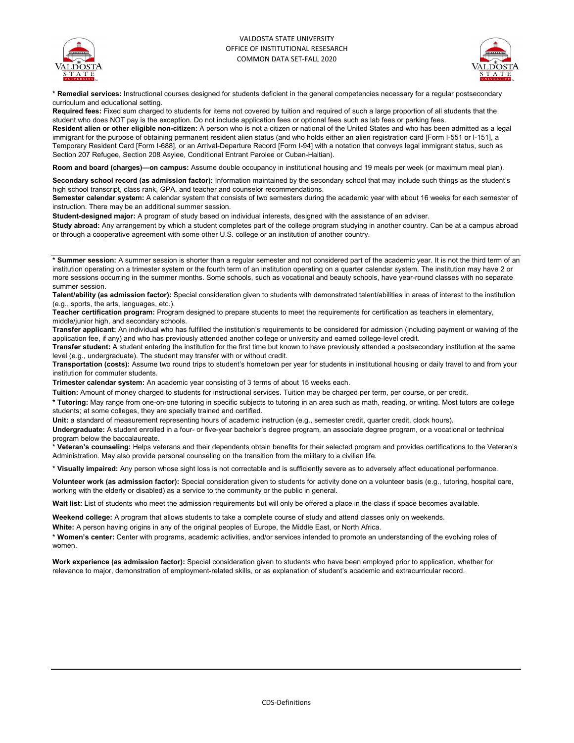**\* Remedial services:** Instructional courses designed for students deficient in the general competencies necessary for a regular postsecondary curriculum and educational setting.

**Required fees:** Fixed sum charged to students for items not covered by tuition and required of such a large proportion of all students that the student who does NOT pay is the exception. Do not include application fees or optional fees such as lab fees or parking fees.

**Resident alien or other eligible non-citizen:** A person who is not a citizen or national of the United States and who has been admitted as a legal immigrant for the purpose of obtaining permanent resident alien status (and who holds either an alien registration card [Form I-551 or I-151], a Temporary Resident Card [Form I-688], or an Arrival-Departure Record [Form I-94] with a notation that conveys legal immigrant status, such as Section 207 Refugee, Section 208 Asylee, Conditional Entrant Parolee or Cuban-Haitian).

**Room and board (charges)—on campus:** Assume double occupancy in institutional housing and 19 meals per week (or maximum meal plan).

**Secondary school record (as admission factor):** Information maintained by the secondary school that may include such things as the student's high school transcript, class rank, GPA, and teacher and counselor recommendations.

**Semester calendar system:** A calendar system that consists of two semesters during the academic year with about 16 weeks for each semester of instruction. There may be an additional summer session.

**Student-designed major:** A program of study based on individual interests, designed with the assistance of an adviser.

**Study abroad:** Any arrangement by which a student completes part of the college program studying in another country. Can be at a campus abroad or through a cooperative agreement with some other U.S. college or an institution of another country.

---

**\* Summer session:** A summer session is shorter than a regular semester and not considered part of the academic year. It is not the third term of an institution operating on a trimester system or the fourth term of an institution operating on a quarter calendar system. The institution may have 2 or more sessions occurring in the summer months. Some schools, such as vocational and beauty schools, have year-round classes with no separate summer session.

**Talent/ability (as admission factor):** Special consideration given to students with demonstrated talent/abilities in areas of interest to the institution (e.g., sports, the arts, languages, etc.).

**Teacher certification program:** Program designed to prepare students to meet the requirements for certification as teachers in elementary, middle/junior high, and secondary schools.

**Transfer applicant:** An individual who has fulfilled the institution's requirements to be considered for admission (including payment or waiving of the application fee, if any) and who has previously attended another college or university and earned college-level credit.

**Transfer student:** A student entering the institution for the first time but known to have previously attended a postsecondary institution at the same level (e.g., undergraduate). The student may transfer with or without credit.

**Transportation (costs):** Assume two round trips to student's hometown per year for students in institutional housing or daily travel to and from your institution for commuter students.

**Trimester calendar system:** An academic year consisting of 3 terms of about 15 weeks each.

**Tuition:** Amount of money charged to students for instructional services. Tuition may be charged per term, per course, or per credit.

**\* Tutoring:** May range from one-on-one tutoring in specific subjects to tutoring in an area such as math, reading, or writing. Most tutors are college students; at some colleges, they are specially trained and certified.

**Unit:** a standard of measurement representing hours of academic instruction (e.g., semester credit, quarter credit, clock hours).

**Undergraduate:** A student enrolled in a four- or five-year bachelor's degree program, an associate degree program, or a vocational or technical program below the baccalaureate.

**\* Veteran's counseling:** Helps veterans and their dependents obtain benefits for their selected program and provides certifications to the Veteran's Administration. May also provide personal counseling on the transition from the military to a civilian life.

**\* Visually impaired:** Any person whose sight loss is not correctable and is sufficiently severe as to adversely affect educational performance.

**Volunteer work (as admission factor):** Special consideration given to students for activity done on a volunteer basis (e.g., tutoring, hospital care, working with the elderly or disabled) as a service to the community or the public in general.

**Wait list:** List of students who meet the admission requirements but will only be offered a place in the class if space becomes available.

**Weekend college:** A program that allows students to take a complete course of study and attend classes only on weekends.

**White:** A person having origins in any of the original peoples of Europe, the Middle East, or North Africa.

**\* Women's center:** Center with programs, academic activities, and/or services intended to promote an understanding of the evolving roles of women.

**Work experience (as admission factor):** Special consideration given to students who have been employed prior to application, whether for relevance to major, demonstration of employment-related skills, or as explanation of student's academic and extracurricular record.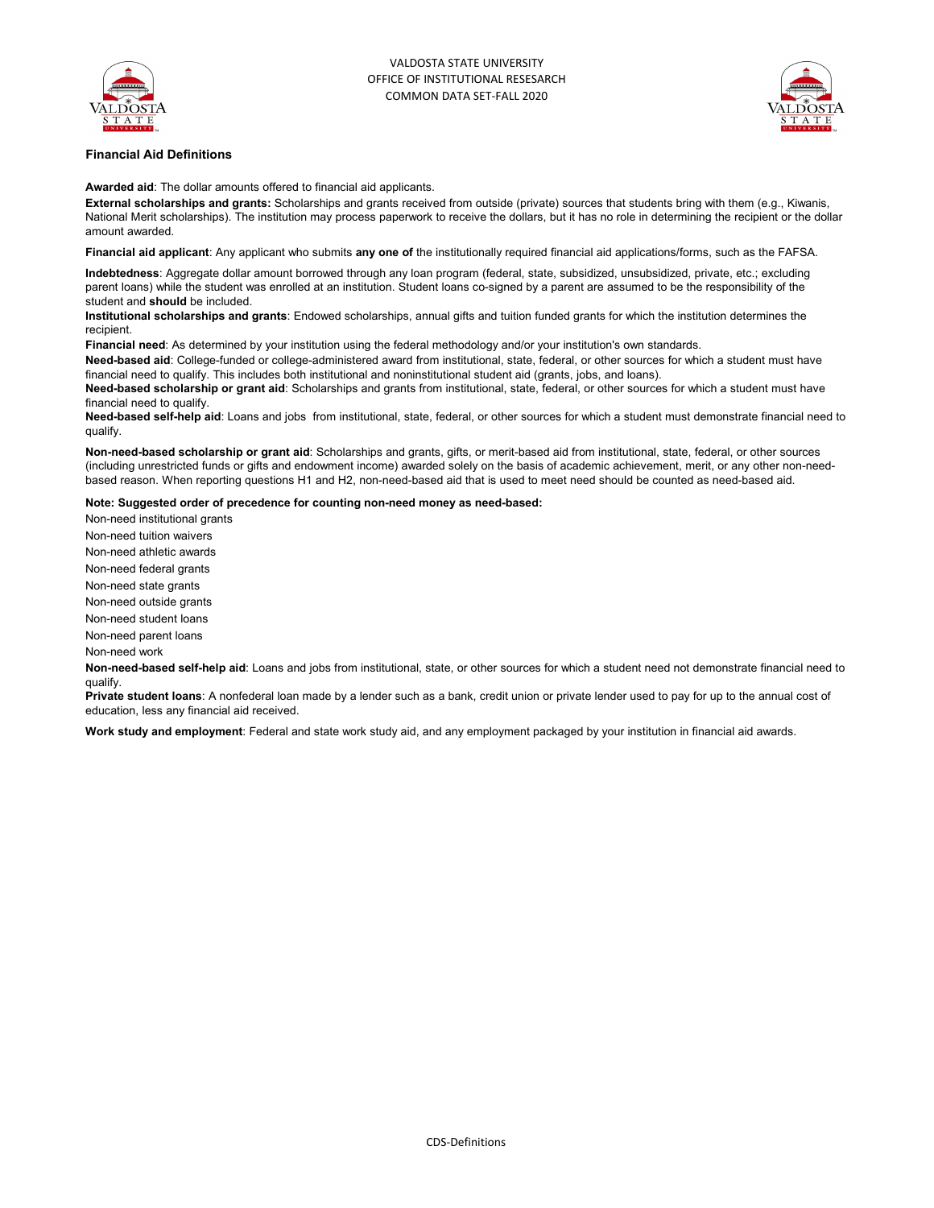## Financial Aid Definitions

**Awarded aid**: The dollar amounts offered to financial aid applicants.

**External scholarships and grants:** Scholarships and grants received from outside (private) sources that students bring with them (e.g., Kiwanis, National Merit scholarships). The institution may process paperwork to receive the dollars, but it has no role in determining the recipient or the dollar amount awarded.

**Financial aid applicant**: Any applicant who submits **any one of** the institutionally required financial aid applications/forms, such as the FAFSA.

**Indebtedness**: Aggregate dollar amount borrowed through any loan program (federal, state, subsidized, unsubsidized, private, etc.; excluding parent loans) while the student was enrolled at an institution. Student loans co-signed by a parent are assumed to be the responsibility of the student and **should** be included.

**Institutional scholarships and grants**: Endowed scholarships, annual gifts and tuition funded grants for which the institution determines the recipient.

**Financial need**: As determined by your institution using the federal methodology and/or your institution's own standards.

**Need-based aid**: College-funded or college-administered award from institutional, state, federal, or other sources for which a student must have financial need to qualify. This includes both institutional and noninstitutional student aid (grants, jobs, and loans).

**Need-based scholarship or grant aid**: Scholarships and grants from institutional, state, federal, or other sources for which a student must have financial need to qualify.

**Need-based self-help aid**: Loans and jobs from institutional, state, federal, or other sources for which a student must demonstrate financial need to qualify.

**Non-need-based scholarship or grant aid**: Scholarships and grants, gifts, or merit-based aid from institutional, state, federal, or other sources (including unrestricted funds or gifts and endowment income) awarded solely on the basis of academic achievement, merit, or any other non-need-based reason. When reporting questions H1 and H2, non-need-based aid that is used to meet need should be counted as need-based aid.

**Note: Suggested order of precedence for counting non-need money as need-based:**

Non-need institutional grants

Non-need tuition waivers

Non-need athletic awards

Non-need federal grants

Non-need state grants

Non-need outside grants

Non-need student loans

Non-need parent loans

Non-need work

**Non-need-based self-help aid**: Loans and jobs from institutional, state, or other sources for which a student need not demonstrate financial need to qualify.

**Private student loans**: A nonfederal loan made by a lender such as a bank, credit union or private lender used to pay for up to the annual cost of education, less any financial aid received.

**Work study and employment**: Federal and state work study aid, and any employment packaged by your institution in financial aid awards.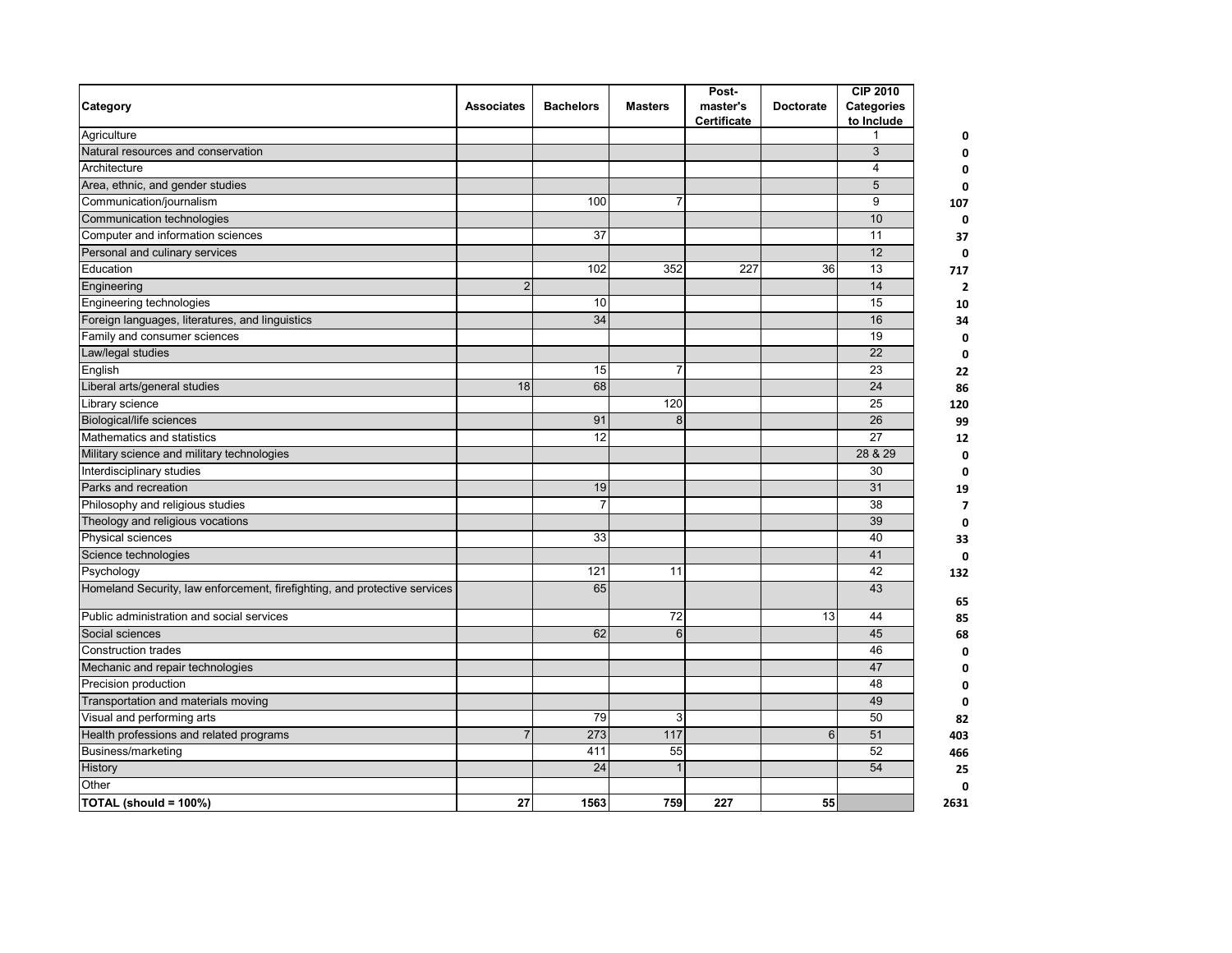| Category | Associates | Bachelors | Masters | Post-master's Certificate | Doctorate | CIP 2010 Categories to Include | |
|---|---|---|---|---|---|---|---|
| Agriculture | | | | | | 1 | 0 |
| Natural resources and conservation | | | | | | 3 | 0 |
| Architecture | | | | | | 4 | 0 |
| Area, ethnic, and gender studies | | | | | | 5 | 0 |
| Communication/journalism | | 100 | 7 | | | 9 | 107 |
| Communication technologies | | | | | | 10 | 0 |
| Computer and information sciences | | 37 | | | | 11 | 37 |
| Personal and culinary services | | | | | | 12 | 0 |
| Education | | 102 | 352 | 227 | 36 | 13 | 717 |
| Engineering | 2 | | | | | 14 | 2 |
| Engineering technologies | | 10 | | | | 15 | 10 |
| Foreign languages, literatures, and linguistics | | 34 | | | | 16 | 34 |
| Family and consumer sciences | | | | | | 19 | 0 |
| Law/legal studies | | | | | | 22 | 0 |
| English | | 15 | 7 | | | 23 | 22 |
| Liberal arts/general studies | 18 | 68 | | | | 24 | 86 |
| Library science | | | 120 | | | 25 | 120 |
| Biological/life sciences | | 91 | 8 | | | 26 | 99 |
| Mathematics and statistics | | 12 | | | | 27 | 12 |
| Military science and military technologies | | | | | | 28 & 29 | 0 |
| Interdisciplinary studies | | | | | | 30 | 0 |
| Parks and recreation | | 19 | | | | 31 | 19 |
| Philosophy and religious studies | | 7 | | | | 38 | 7 |
| Theology and religious vocations | | | | | | 39 | 0 |
| Physical sciences | | 33 | | | | 40 | 33 |
| Science technologies | | | | | | 41 | 0 |
| Psychology | | 121 | 11 | | | 42 | 132 |
| Homeland Security, law enforcement, firefighting, and protective services | | 65 | | | | 43 | 65 |
| Public administration and social services | | | 72 | | 13 | 44 | 85 |
| Social sciences | | 62 | 6 | | | 45 | 68 |
| Construction trades | | | | | | 46 | 0 |
| Mechanic and repair technologies | | | | | | 47 | 0 |
| Precision production | | | | | | 48 | 0 |
| Transportation and materials moving | | | | | | 49 | 0 |
| Visual and performing arts | | 79 | 3 | | | 50 | 82 |
| Health professions and related programs | 7 | 273 | 117 | | 6 | 51 | 403 |
| Business/marketing | | 411 | 55 | | | 52 | 466 |
| History | | 24 | 1 | | | 54 | 25 |
| Other | | | | | | | 0 |
| **TOTAL (should = 100%)** | **27** | **1563** | **759** | **227** | **55** | | **2631** |